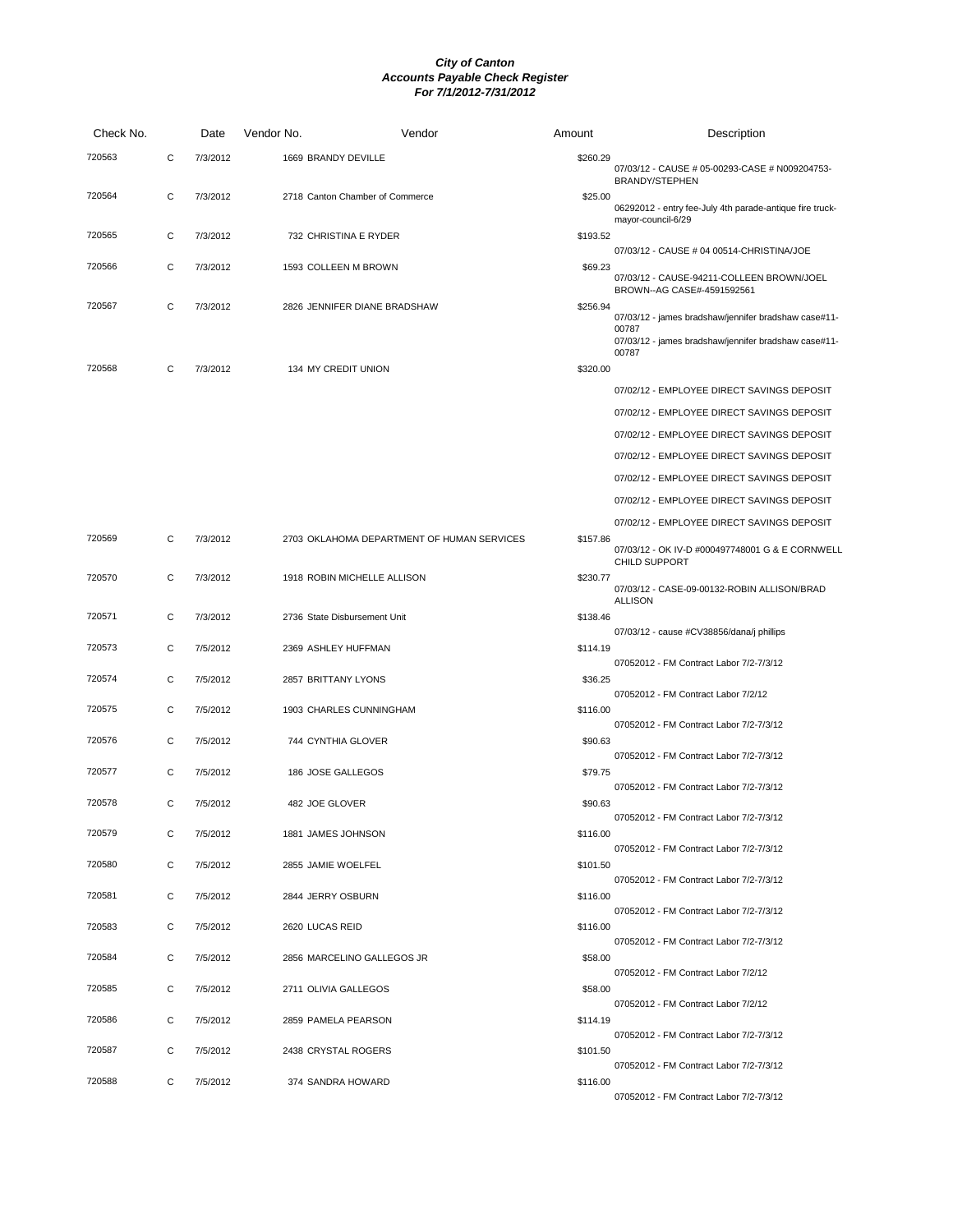***City of Canton***
***Accounts Payable Check Register***
***For 7/1/2012-7/31/2012***

| Check No. | | Date | Vendor No. | Vendor | Amount | Description |
|---|---|---|---|---|---|---|
| 720563 | C | 7/3/2012 | 1669 | BRANDY DEVILLE | $260.29 | 07/03/12 - CAUSE # 05-00293-CASE # N009204753-BRANDY/STEPHEN |
| 720564 | C | 7/3/2012 | 2718 | Canton Chamber of Commerce | $25.00 | 06292012 - entry fee-July 4th parade-antique fire truck-mayor-council-6/29 |
| 720565 | C | 7/3/2012 | 732 | CHRISTINA E RYDER | $193.52 | 07/03/12 - CAUSE # 04 00514-CHRISTINA/JOE |
| 720566 | C | 7/3/2012 | 1593 | COLLEEN M BROWN | $69.23 | 07/03/12 - CAUSE-94211-COLLEEN BROWN/JOEL BROWN--AG CASE#-4591592561 |
| 720567 | C | 7/3/2012 | 2826 | JENNIFER DIANE BRADSHAW | $256.94 | 07/03/12 - james bradshaw/jennifer bradshaw case#11-00787 |
| | | | | | | 07/03/12 - james bradshaw/jennifer bradshaw case#11-00787 |
| 720568 | C | 7/3/2012 | 134 | MY CREDIT UNION | $320.00 | 07/02/12 - EMPLOYEE DIRECT SAVINGS DEPOSIT |
| | | | | | | 07/02/12 - EMPLOYEE DIRECT SAVINGS DEPOSIT |
| | | | | | | 07/02/12 - EMPLOYEE DIRECT SAVINGS DEPOSIT |
| | | | | | | 07/02/12 - EMPLOYEE DIRECT SAVINGS DEPOSIT |
| | | | | | | 07/02/12 - EMPLOYEE DIRECT SAVINGS DEPOSIT |
| | | | | | | 07/02/12 - EMPLOYEE DIRECT SAVINGS DEPOSIT |
| | | | | | | 07/02/12 - EMPLOYEE DIRECT SAVINGS DEPOSIT |
| 720569 | C | 7/3/2012 | 2703 | OKLAHOMA DEPARTMENT OF HUMAN SERVICES | $157.86 | 07/03/12 - OK IV-D #000497748001 G & E CORNWELL CHILD SUPPORT |
| 720570 | C | 7/3/2012 | 1918 | ROBIN MICHELLE ALLISON | $230.77 | 07/03/12 - CASE-09-00132-ROBIN ALLISON/BRAD ALLISON |
| 720571 | C | 7/3/2012 | 2736 | State Disbursement Unit | $138.46 | 07/03/12 - cause #CV38856/dana/j phillips |
| 720573 | C | 7/5/2012 | 2369 | ASHLEY HUFFMAN | $114.19 | 07052012 - FM Contract Labor 7/2-7/3/12 |
| 720574 | C | 7/5/2012 | 2857 | BRITTANY LYONS | $36.25 | 07052012 - FM Contract Labor 7/2/12 |
| 720575 | C | 7/5/2012 | 1903 | CHARLES CUNNINGHAM | $116.00 | 07052012 - FM Contract Labor 7/2-7/3/12 |
| 720576 | C | 7/5/2012 | 744 | CYNTHIA GLOVER | $90.63 | 07052012 - FM Contract Labor 7/2-7/3/12 |
| 720577 | C | 7/5/2012 | 186 | JOSE GALLEGOS | $79.75 | 07052012 - FM Contract Labor 7/2-7/3/12 |
| 720578 | C | 7/5/2012 | 482 | JOE GLOVER | $90.63 | 07052012 - FM Contract Labor 7/2-7/3/12 |
| 720579 | C | 7/5/2012 | 1881 | JAMES JOHNSON | $116.00 | 07052012 - FM Contract Labor 7/2-7/3/12 |
| 720580 | C | 7/5/2012 | 2855 | JAMIE WOELFEL | $101.50 | 07052012 - FM Contract Labor 7/2-7/3/12 |
| 720581 | C | 7/5/2012 | 2844 | JERRY OSBURN | $116.00 | 07052012 - FM Contract Labor 7/2-7/3/12 |
| 720583 | C | 7/5/2012 | 2620 | LUCAS REID | $116.00 | 07052012 - FM Contract Labor 7/2-7/3/12 |
| 720584 | C | 7/5/2012 | 2856 | MARCELINO GALLEGOS JR | $58.00 | 07052012 - FM Contract Labor 7/2/12 |
| 720585 | C | 7/5/2012 | 2711 | OLIVIA GALLEGOS | $58.00 | 07052012 - FM Contract Labor 7/2/12 |
| 720586 | C | 7/5/2012 | 2859 | PAMELA PEARSON | $114.19 | 07052012 - FM Contract Labor 7/2-7/3/12 |
| 720587 | C | 7/5/2012 | 2438 | CRYSTAL ROGERS | $101.50 | 07052012 - FM Contract Labor 7/2-7/3/12 |
| 720588 | C | 7/5/2012 | 374 | SANDRA HOWARD | $116.00 | 07052012 - FM Contract Labor 7/2-7/3/12 |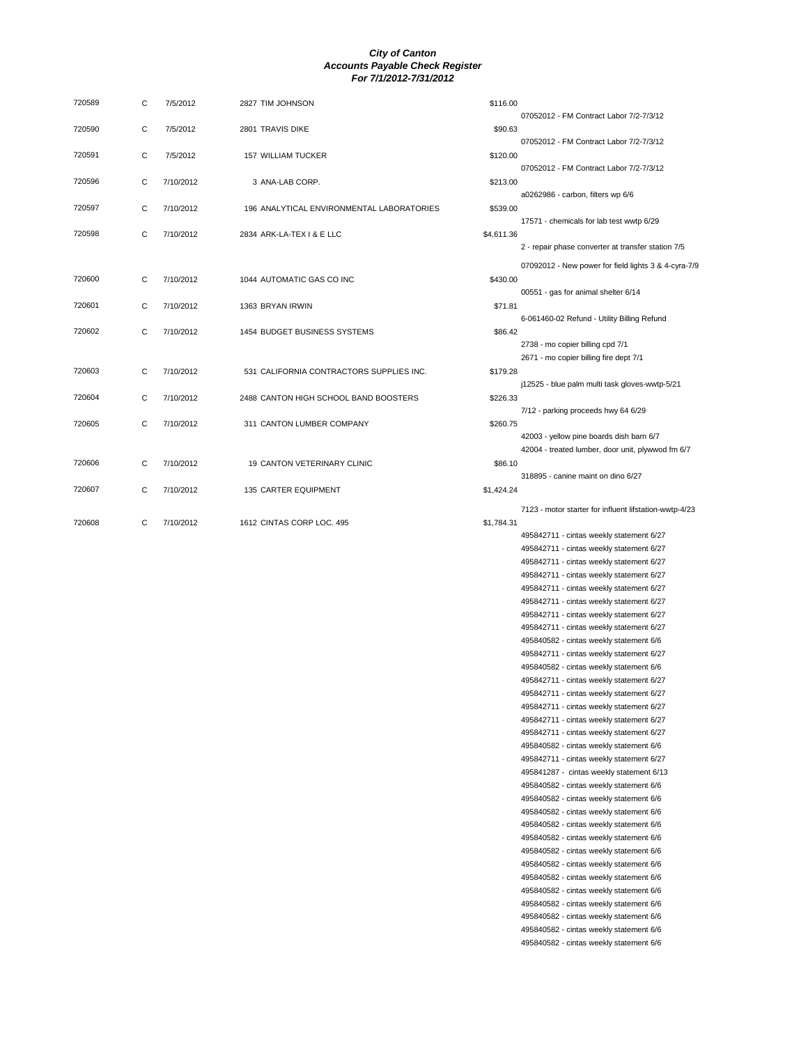***City of Canton***
***Accounts Payable Check Register***
***For 7/1/2012-7/31/2012***

| | | | | | |
|---|---|---|---|---|---|
| 720589 | C | 7/5/2012 | 2827 TIM JOHNSON | $116.00 | |
| | | | | | 07052012 - FM Contract Labor 7/2-7/3/12 |
| 720590 | C | 7/5/2012 | 2801 TRAVIS DIKE | $90.63 | |
| | | | | | 07052012 - FM Contract Labor 7/2-7/3/12 |
| 720591 | C | 7/5/2012 | 157 WILLIAM TUCKER | $120.00 | |
| | | | | | 07052012 - FM Contract Labor 7/2-7/3/12 |
| 720596 | C | 7/10/2012 | 3 ANA-LAB CORP. | $213.00 | |
| | | | | | a0262986 - carbon, filters wp 6/6 |
| 720597 | C | 7/10/2012 | 196 ANALYTICAL ENVIRONMENTAL LABORATORIES | $539.00 | |
| | | | | | 17571 - chemicals for lab test wwtp 6/29 |
| 720598 | C | 7/10/2012 | 2834 ARK-LA-TEX I & E LLC | $4,611.36 | |
| | | | | | 2 - repair phase converter at transfer station 7/5 |
| | | | | | 07092012 - New power for field lights 3 & 4-cyra-7/9 |
| 720600 | C | 7/10/2012 | 1044 AUTOMATIC GAS CO INC | $430.00 | |
| | | | | | 00551 - gas for animal shelter 6/14 |
| 720601 | C | 7/10/2012 | 1363 BRYAN IRWIN | $71.81 | |
| | | | | | 6-061460-02 Refund - Utility Billing Refund |
| 720602 | C | 7/10/2012 | 1454 BUDGET BUSINESS SYSTEMS | $86.42 | |
| | | | | | 2738 - mo copier billing cpd 7/1 |
| | | | | | 2671 - mo copier billing fire dept 7/1 |
| 720603 | C | 7/10/2012 | 531 CALIFORNIA CONTRACTORS SUPPLIES INC. | $179.28 | |
| | | | | | j12525 - blue palm multi task gloves-wwtp-5/21 |
| 720604 | C | 7/10/2012 | 2488 CANTON HIGH SCHOOL BAND BOOSTERS | $226.33 | |
| | | | | | 7/12 - parking proceeds hwy 64 6/29 |
| 720605 | C | 7/10/2012 | 311 CANTON LUMBER COMPANY | $260.75 | |
| | | | | | 42003 - yellow pine boards dish barn 6/7 |
| | | | | | 42004 - treated lumber, door unit, plywwod fm 6/7 |
| 720606 | C | 7/10/2012 | 19 CANTON VETERINARY CLINIC | $86.10 | |
| | | | | | 318895 - canine maint on dino 6/27 |
| 720607 | C | 7/10/2012 | 135 CARTER EQUIPMENT | $1,424.24 | |
| | | | | | 7123 - motor starter for influent lifstation-wwtp-4/23 |
| 720608 | C | 7/10/2012 | 1612 CINTAS CORP LOC. 495 | $1,784.31 | |
| | | | | | 495842711 - cintas weekly statement 6/27 |
| | | | | | 495842711 - cintas weekly statement 6/27 |
| | | | | | 495842711 - cintas weekly statement 6/27 |
| | | | | | 495842711 - cintas weekly statement 6/27 |
| | | | | | 495842711 - cintas weekly statement 6/27 |
| | | | | | 495842711 - cintas weekly statement 6/27 |
| | | | | | 495842711 - cintas weekly statement 6/27 |
| | | | | | 495842711 - cintas weekly statement 6/27 |
| | | | | | 495840582 - cintas weekly statement 6/6 |
| | | | | | 495842711 - cintas weekly statement 6/27 |
| | | | | | 495840582 - cintas weekly statement 6/6 |
| | | | | | 495842711 - cintas weekly statement 6/27 |
| | | | | | 495842711 - cintas weekly statement 6/27 |
| | | | | | 495842711 - cintas weekly statement 6/27 |
| | | | | | 495842711 - cintas weekly statement 6/27 |
| | | | | | 495842711 - cintas weekly statement 6/27 |
| | | | | | 495840582 - cintas weekly statement 6/6 |
| | | | | | 495842711 - cintas weekly statement 6/27 |
| | | | | | 495841287 - cintas weekly statement 6/13 |
| | | | | | 495840582 - cintas weekly statement 6/6 |
| | | | | | 495840582 - cintas weekly statement 6/6 |
| | | | | | 495840582 - cintas weekly statement 6/6 |
| | | | | | 495840582 - cintas weekly statement 6/6 |
| | | | | | 495840582 - cintas weekly statement 6/6 |
| | | | | | 495840582 - cintas weekly statement 6/6 |
| | | | | | 495840582 - cintas weekly statement 6/6 |
| | | | | | 495840582 - cintas weekly statement 6/6 |
| | | | | | 495840582 - cintas weekly statement 6/6 |
| | | | | | 495840582 - cintas weekly statement 6/6 |
| | | | | | 495840582 - cintas weekly statement 6/6 |
| | | | | | 495840582 - cintas weekly statement 6/6 |
| | | | | | 495840582 - cintas weekly statement 6/6 |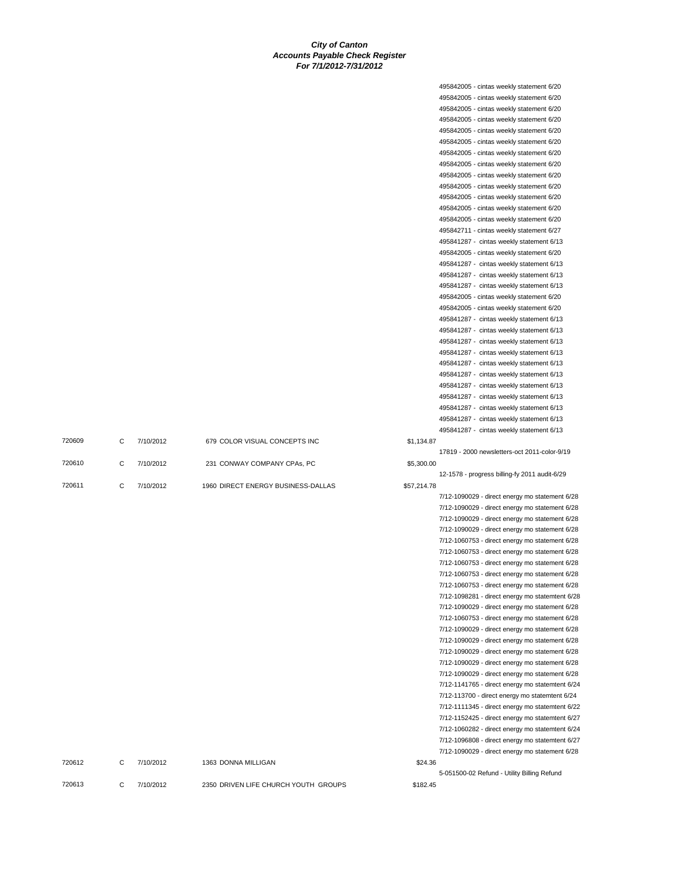**City of Canton**
**Accounts Payable Check Register**
**For 7/1/2012-7/31/2012**

| | | | | | |
|---|---|---|---|---|---|
| | | | | | 495842005 - cintas weekly statement 6/20 |
| | | | | | 495842005 - cintas weekly statement 6/20 |
| | | | | | 495842005 - cintas weekly statement 6/20 |
| | | | | | 495842005 - cintas weekly statement 6/20 |
| | | | | | 495842005 - cintas weekly statement 6/20 |
| | | | | | 495842005 - cintas weekly statement 6/20 |
| | | | | | 495842005 - cintas weekly statement 6/20 |
| | | | | | 495842005 - cintas weekly statement 6/20 |
| | | | | | 495842005 - cintas weekly statement 6/20 |
| | | | | | 495842005 - cintas weekly statement 6/20 |
| | | | | | 495842005 - cintas weekly statement 6/20 |
| | | | | | 495842005 - cintas weekly statement 6/20 |
| | | | | | 495842005 - cintas weekly statement 6/20 |
| | | | | | 495842711 - cintas weekly statement 6/27 |
| | | | | | 495841287 - cintas weekly statement 6/13 |
| | | | | | 495842005 - cintas weekly statement 6/20 |
| | | | | | 495841287 - cintas weekly statement 6/13 |
| | | | | | 495841287 - cintas weekly statement 6/13 |
| | | | | | 495841287 - cintas weekly statement 6/13 |
| | | | | | 495842005 - cintas weekly statement 6/20 |
| | | | | | 495842005 - cintas weekly statement 6/20 |
| | | | | | 495841287 - cintas weekly statement 6/13 |
| | | | | | 495841287 - cintas weekly statement 6/13 |
| | | | | | 495841287 - cintas weekly statement 6/13 |
| | | | | | 495841287 - cintas weekly statement 6/13 |
| | | | | | 495841287 - cintas weekly statement 6/13 |
| | | | | | 495841287 - cintas weekly statement 6/13 |
| | | | | | 495841287 - cintas weekly statement 6/13 |
| | | | | | 495841287 - cintas weekly statement 6/13 |
| | | | | | 495841287 - cintas weekly statement 6/13 |
| | | | | | 495841287 - cintas weekly statement 6/13 |
| | | | | | 495841287 - cintas weekly statement 6/13 |
| 720609 | C | 7/10/2012 | 679 COLOR VISUAL CONCEPTS INC | $1,134.87 | |
| | | | | | 17819 - 2000 newsletters-oct 2011-color-9/19 |
| 720610 | C | 7/10/2012 | 231 CONWAY COMPANY CPAs, PC | $5,300.00 | |
| | | | | | 12-1578 - progress billing-fy 2011 audit-6/29 |
| 720611 | C | 7/10/2012 | 1960 DIRECT ENERGY BUSINESS-DALLAS | $57,214.78 | |
| | | | | | 7/12-1090029 - direct energy mo statement 6/28 |
| | | | | | 7/12-1090029 - direct energy mo statement 6/28 |
| | | | | | 7/12-1090029 - direct energy mo statement 6/28 |
| | | | | | 7/12-1090029 - direct energy mo statement 6/28 |
| | | | | | 7/12-1060753 - direct energy mo statement 6/28 |
| | | | | | 7/12-1060753 - direct energy mo statement 6/28 |
| | | | | | 7/12-1060753 - direct energy mo statement 6/28 |
| | | | | | 7/12-1060753 - direct energy mo statement 6/28 |
| | | | | | 7/12-1060753 - direct energy mo statement 6/28 |
| | | | | | 7/12-1098281 - direct energy mo statemtent 6/28 |
| | | | | | 7/12-1090029 - direct energy mo statement 6/28 |
| | | | | | 7/12-1060753 - direct energy mo statement 6/28 |
| | | | | | 7/12-1090029 - direct energy mo statement 6/28 |
| | | | | | 7/12-1090029 - direct energy mo statement 6/28 |
| | | | | | 7/12-1090029 - direct energy mo statement 6/28 |
| | | | | | 7/12-1090029 - direct energy mo statement 6/28 |
| | | | | | 7/12-1090029 - direct energy mo statement 6/28 |
| | | | | | 7/12-1141765 - direct energy mo statemtent 6/24 |
| | | | | | 7/12-113700 - direct energy mo statemtent 6/24 |
| | | | | | 7/12-1111345 - direct energy mo statemtent 6/22 |
| | | | | | 7/12-1152425 - direct energy mo statemtent 6/27 |
| | | | | | 7/12-1060282 - direct energy mo statemtent 6/24 |
| | | | | | 7/12-1096808 - direct energy mo statemtent 6/27 |
| | | | | | 7/12-1090029 - direct energy mo statement 6/28 |
| 720612 | C | 7/10/2012 | 1363 DONNA MILLIGAN | $24.36 | |
| | | | | | 5-051500-02 Refund - Utility Billing Refund |
| 720613 | C | 7/10/2012 | 2350 DRIVEN LIFE CHURCH YOUTH GROUPS | $182.45 | |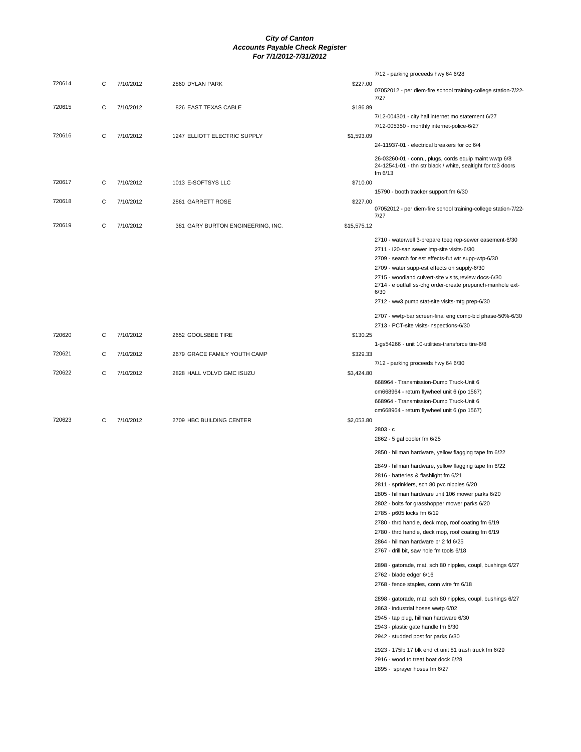# City of Canton
## Accounts Payable Check Register
### For 7/1/2012-7/31/2012

| | | | | | |
|---|---|---|---|---|---|
| | | | | | 7/12 - parking proceeds hwy 64 6/28 |
| 720614 | C | 7/10/2012 | 2860 DYLAN PARK | $227.00 | |
| | | | | | 07052012 - per diem-fire school training-college station-7/22-7/27 |
| 720615 | C | 7/10/2012 | 826 EAST TEXAS CABLE | $186.89 | |
| | | | | | 7/12-004301 - city hall internet mo statement 6/27 |
| | | | | | 7/12-005350 - monthly internet-police-6/27 |
| 720616 | C | 7/10/2012 | 1247 ELLIOTT ELECTRIC SUPPLY | $1,593.09 | |
| | | | | | 24-11937-01 - electrical breakers for cc 6/4 |
| | | | | | 26-03260-01 - conn., plugs, cords equip maint wwtp 6/8 |
| | | | | | 24-12541-01 - thn str black / white, sealtight for tc3 doors fm 6/13 |
| 720617 | C | 7/10/2012 | 1013 E-SOFTSYS LLC | $710.00 | |
| | | | | | 15790 - booth tracker support fm 6/30 |
| 720618 | C | 7/10/2012 | 2861 GARRETT ROSE | $227.00 | |
| | | | | | 07052012 - per diem-fire school training-college station-7/22-7/27 |
| 720619 | C | 7/10/2012 | 381 GARY BURTON ENGINEERING, INC. | $15,575.12 | |
| | | | | | 2710 - waterwell 3-prepare tceq rep-sewer easement-6/30 |
| | | | | | 2711 - I20-san sewer imp-site visits-6/30 |
| | | | | | 2709 - search for est effects-fut wtr supp-wtp-6/30 |
| | | | | | 2709 - water supp-est effects on supply-6/30 |
| | | | | | 2715 - woodland culvert-site visits,review docs-6/30 |
| | | | | | 2714 - e outfall ss-chg order-create prepunch-manhole ext-6/30 |
| | | | | | 2712 - ww3 pump stat-site visits-mtg prep-6/30 |
| | | | | | 2707 - wwtp-bar screen-final eng comp-bid phase-50%-6/30 |
| | | | | | 2713 - PCT-site visits-inspections-6/30 |
| 720620 | C | 7/10/2012 | 2652 GOOLSBEE TIRE | $130.25 | |
| | | | | | 1-gs54266 - unit 10-utilities-transforce tire-6/8 |
| 720621 | C | 7/10/2012 | 2679 GRACE FAMILY YOUTH CAMP | $329.33 | |
| | | | | | 7/12 - parking proceeds hwy 64 6/30 |
| 720622 | C | 7/10/2012 | 2828 HALL VOLVO GMC ISUZU | $3,424.80 | |
| | | | | | 668964 - Transmission-Dump Truck-Unit 6 |
| | | | | | cm668964 - return flywheel unit 6 (po 1567) |
| | | | | | 668964 - Transmission-Dump Truck-Unit 6 |
| | | | | | cm668964 - return flywheel unit 6 (po 1567) |
| 720623 | C | 7/10/2012 | 2709 HBC BUILDING CENTER | $2,053.80 | |
| | | | | | 2803 - c |
| | | | | | 2862 - 5 gal cooler fm 6/25 |
| | | | | | 2850 - hillman hardware, yellow flagging tape fm 6/22 |
| | | | | | 2849 - hillman hardware, yellow flagging tape fm 6/22 |
| | | | | | 2816 - batteries & flashlight fm 6/21 |
| | | | | | 2811 - sprinklers, sch 80 pvc nipples 6/20 |
| | | | | | 2805 - hillman hardware unit 106 mower parks 6/20 |
| | | | | | 2802 - bolts for grasshopper mower parks 6/20 |
| | | | | | 2785 - p605 locks fm 6/19 |
| | | | | | 2780 - thrd handle, deck mop, roof coating fm 6/19 |
| | | | | | 2780 - thrd handle, deck mop, roof coating fm 6/19 |
| | | | | | 2864 - hillman hardware br 2 fd 6/25 |
| | | | | | 2767 - drill bit, saw hole fm tools 6/18 |
| | | | | | 2898 - gatorade, mat, sch 80 nipples, coupl, bushings 6/27 |
| | | | | | 2762 - blade edger 6/16 |
| | | | | | 2768 - fence staples, conn wire fm 6/18 |
| | | | | | 2898 - gatorade, mat, sch 80 nipples, coupl, bushings 6/27 |
| | | | | | 2863 - industrial hoses wwtp 6/02 |
| | | | | | 2945 - tap plug, hillman hardware 6/30 |
| | | | | | 2943 - plastic gate handle fm 6/30 |
| | | | | | 2942 - studded post for parks 6/30 |
| | | | | | 2923 - 175lb 17 blk ehd ct unit 81 trash truck fm 6/29 |
| | | | | | 2916 - wood to treat boat dock 6/28 |
| | | | | | 2895 - sprayer hoses fm 6/27 |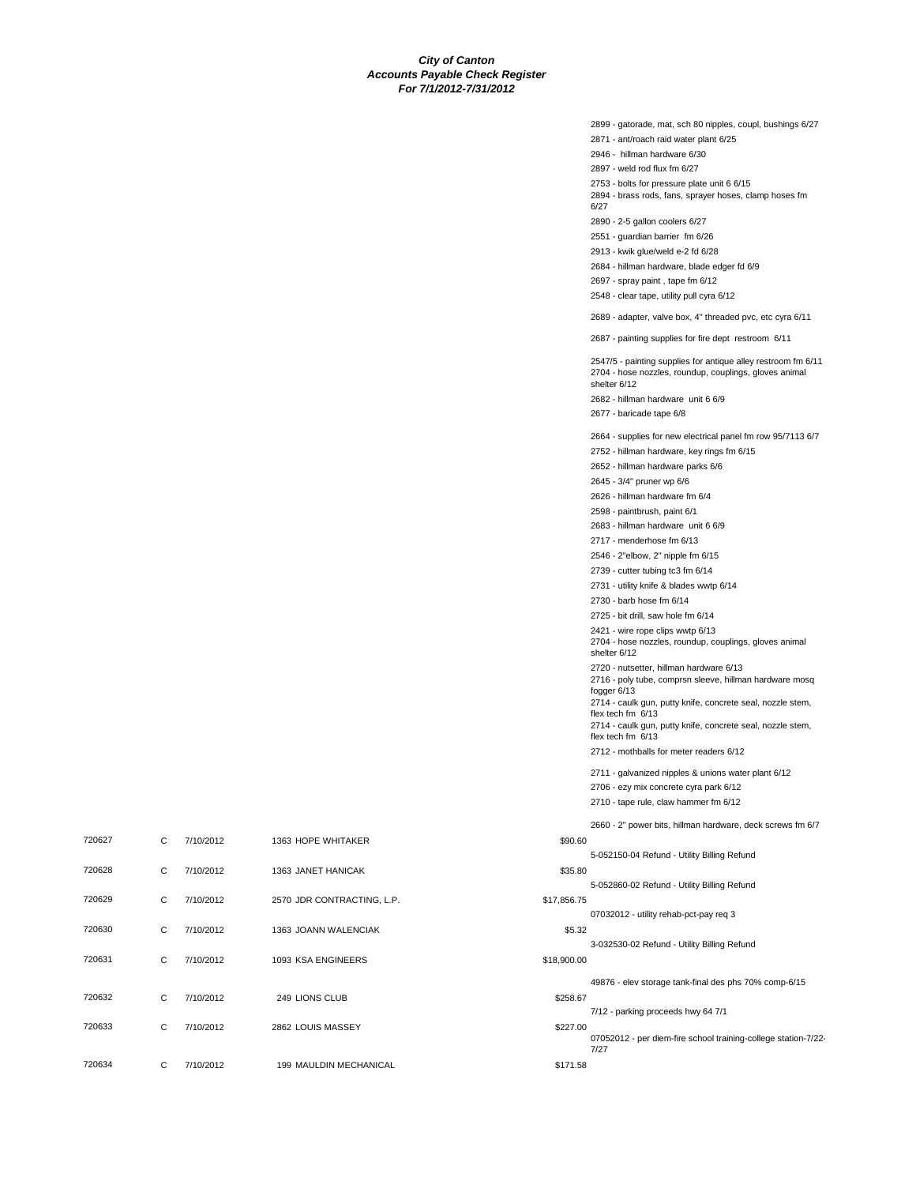**City of Canton**
**Accounts Payable Check Register**
**For 7/1/2012-7/31/2012**

| | | | | | |
|---|---|---|---|---|---|
| | | | | | 2899 - gatorade, mat, sch 80 nipples, coupl, bushings 6/27 |
| | | | | | 2871 - ant/roach raid water plant 6/25 |
| | | | | | 2946 - hillman hardware 6/30 |
| | | | | | 2897 - weld rod flux fm 6/27 |
| | | | | | 2753 - bolts for pressure plate unit 6 6/15 |
| | | | | | 2894 - brass rods, fans, sprayer hoses, clamp hoses fm 6/27 |
| | | | | | 2890 - 2-5 gallon coolers 6/27 |
| | | | | | 2551 - guardian barrier fm 6/26 |
| | | | | | 2913 - kwik glue/weld e-2 fd 6/28 |
| | | | | | 2684 - hillman hardware, blade edger fd 6/9 |
| | | | | | 2697 - spray paint , tape fm 6/12 |
| | | | | | 2548 - clear tape, utility pull cyra 6/12 |
| | | | | | 2689 - adapter, valve box, 4" threaded pvc, etc cyra 6/11 |
| | | | | | 2687 - painting supplies for fire dept restroom 6/11 |
| | | | | | 2547/5 - painting supplies for antique alley restroom fm 6/11 |
| | | | | | 2704 - hose nozzles, roundup, couplings, gloves animal shelter 6/12 |
| | | | | | 2682 - hillman hardware unit 6 6/9 |
| | | | | | 2677 - baricade tape 6/8 |
| | | | | | 2664 - supplies for new electrical panel fm row 95/7113 6/7 |
| | | | | | 2752 - hillman hardware, key rings fm 6/15 |
| | | | | | 2652 - hillman hardware parks 6/6 |
| | | | | | 2645 - 3/4" pruner wp 6/6 |
| | | | | | 2626 - hillman hardware fm 6/4 |
| | | | | | 2598 - paintbrush, paint 6/1 |
| | | | | | 2683 - hillman hardware unit 6 6/9 |
| | | | | | 2717 - menderhose fm 6/13 |
| | | | | | 2546 - 2"elbow, 2" nipple fm 6/15 |
| | | | | | 2739 - cutter tubing tc3 fm 6/14 |
| | | | | | 2731 - utility knife & blades wwtp 6/14 |
| | | | | | 2730 - barb hose fm 6/14 |
| | | | | | 2725 - bit drill, saw hole fm 6/14 |
| | | | | | 2421 - wire rope clips wwtp 6/13 |
| | | | | | 2704 - hose nozzles, roundup, couplings, gloves animal shelter 6/12 |
| | | | | | 2720 - nutsetter, hillman hardware 6/13 |
| | | | | | 2716 - poly tube, comprsn sleeve, hillman hardware mosq fogger 6/13 |
| | | | | | 2714 - caulk gun, putty knife, concrete seal, nozzle stem, flex tech fm 6/13 |
| | | | | | 2714 - caulk gun, putty knife, concrete seal, nozzle stem, flex tech fm 6/13 |
| | | | | | 2712 - mothballs for meter readers 6/12 |
| | | | | | 2711 - galvanized nipples & unions water plant 6/12 |
| | | | | | 2706 - ezy mix concrete cyra park 6/12 |
| | | | | | 2710 - tape rule, claw hammer fm 6/12 |
| | | | | | 2660 - 2" power bits, hillman hardware, deck screws fm 6/7 |
| 720627 | C | 7/10/2012 | 1363 HOPE WHITAKER | $90.60 | |
| | | | | | 5-052150-04 Refund - Utility Billing Refund |
| 720628 | C | 7/10/2012 | 1363 JANET HANICAK | $35.80 | |
| | | | | | 5-052860-02 Refund - Utility Billing Refund |
| 720629 | C | 7/10/2012 | 2570 JDR CONTRACTING, L.P. | $17,856.75 | |
| | | | | | 07032012 - utility rehab-pct-pay req 3 |
| 720630 | C | 7/10/2012 | 1363 JOANN WALENCIAK | $5.32 | |
| | | | | | 3-032530-02 Refund - Utility Billing Refund |
| 720631 | C | 7/10/2012 | 1093 KSA ENGINEERS | $18,900.00 | |
| | | | | | 49876 - elev storage tank-final des phs 70% comp-6/15 |
| 720632 | C | 7/10/2012 | 249 LIONS CLUB | $258.67 | |
| | | | | | 7/12 - parking proceeds hwy 64 7/1 |
| 720633 | C | 7/10/2012 | 2862 LOUIS MASSEY | $227.00 | |
| | | | | | 07052012 - per diem-fire school training-college station-7/22-7/27 |
| 720634 | C | 7/10/2012 | 199 MAULDIN MECHANICAL | $171.58 | |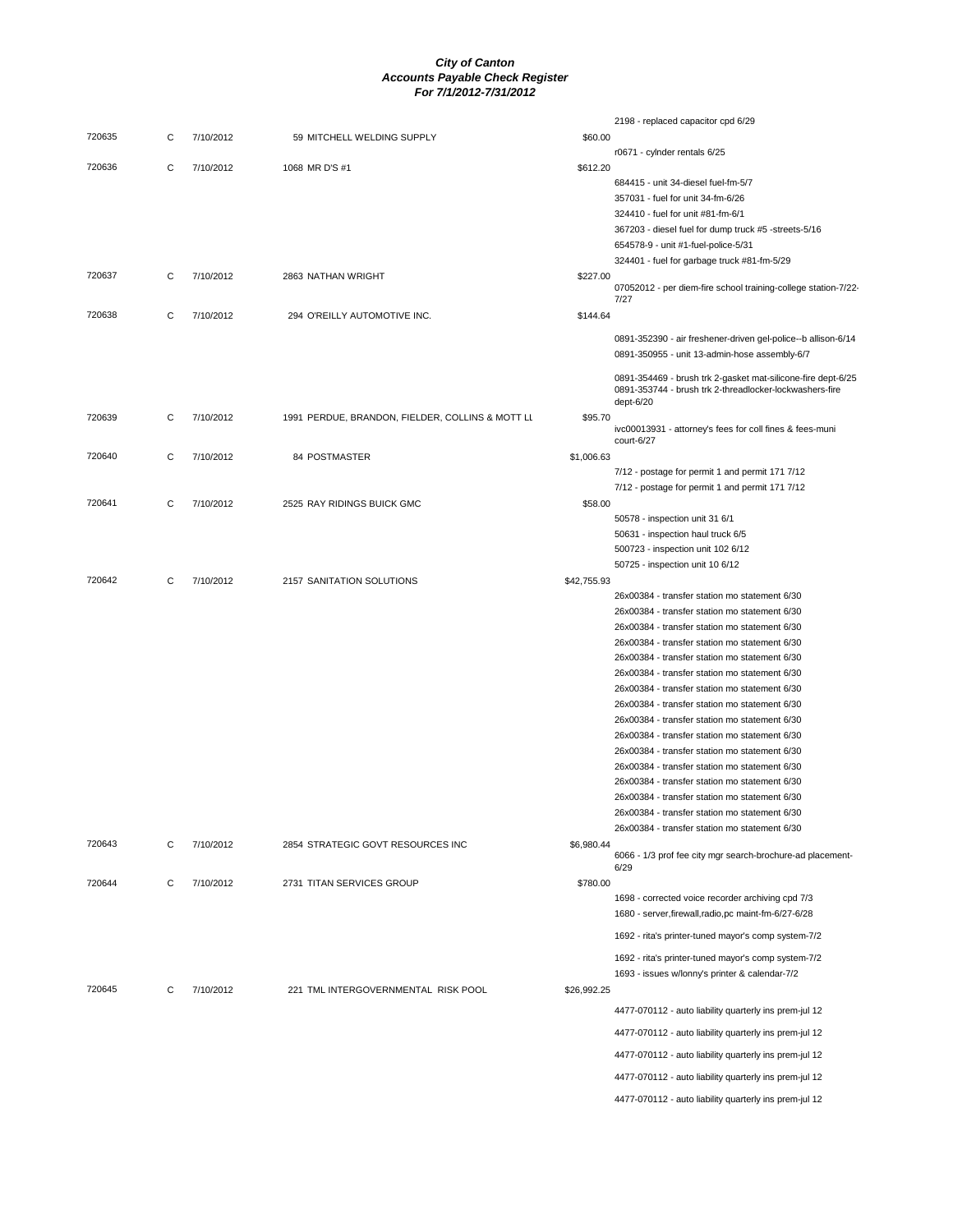# *City of Canton*
## *Accounts Payable Check Register*
### *For 7/1/2012-7/31/2012*

| | | | | | |
|---|---|---|---|---|---|
| | | | | | 2198 - replaced capacitor cpd 6/29 |
| 720635 | C | 7/10/2012 | 59 MITCHELL WELDING SUPPLY | $60.00 | |
| | | | | | r0671 - cylnder rentals 6/25 |
| 720636 | C | 7/10/2012 | 1068 MR D'S #1 | $612.20 | |
| | | | | | 684415 - unit 34-diesel fuel-fm-5/7 |
| | | | | | 357031 - fuel for unit 34-fm-6/26 |
| | | | | | 324410 - fuel for unit #81-fm-6/1 |
| | | | | | 367203 - diesel fuel for dump truck #5 -streets-5/16 |
| | | | | | 654578-9 - unit #1-fuel-police-5/31 |
| | | | | | 324401 - fuel for garbage truck #81-fm-5/29 |
| 720637 | C | 7/10/2012 | 2863 NATHAN WRIGHT | $227.00 | |
| | | | | | 07052012 - per diem-fire school training-college station-7/22-7/27 |
| 720638 | C | 7/10/2012 | 294 O'REILLY AUTOMOTIVE INC. | $144.64 | |
| | | | | | 0891-352390 - air freshener-driven gel-police--b allison-6/14 |
| | | | | | 0891-350955 - unit 13-admin-hose assembly-6/7 |
| | | | | | 0891-354469 - brush trk 2-gasket mat-silicone-fire dept-6/25 |
| | | | | | 0891-353744 - brush trk 2-threadlocker-lockwashers-fire dept-6/20 |
| 720639 | C | 7/10/2012 | 1991 PERDUE, BRANDON, FIELDER, COLLINS & MOTT LL | $95.70 | |
| | | | | | ivc00013931 - attorney's fees for coll fines & fees-muni court-6/27 |
| 720640 | C | 7/10/2012 | 84 POSTMASTER | $1,006.63 | |
| | | | | | 7/12 - postage for permit 1 and permit 171 7/12 |
| | | | | | 7/12 - postage for permit 1 and permit 171 7/12 |
| 720641 | C | 7/10/2012 | 2525 RAY RIDINGS BUICK GMC | $58.00 | |
| | | | | | 50578 - inspection unit 31 6/1 |
| | | | | | 50631 - inspection haul truck 6/5 |
| | | | | | 500723 - inspection unit 102 6/12 |
| | | | | | 50725 - inspection unit 10 6/12 |
| 720642 | C | 7/10/2012 | 2157 SANITATION SOLUTIONS | $42,755.93 | |
| | | | | | 26x00384 - transfer station mo statement 6/30 |
| | | | | | 26x00384 - transfer station mo statement 6/30 |
| | | | | | 26x00384 - transfer station mo statement 6/30 |
| | | | | | 26x00384 - transfer station mo statement 6/30 |
| | | | | | 26x00384 - transfer station mo statement 6/30 |
| | | | | | 26x00384 - transfer station mo statement 6/30 |
| | | | | | 26x00384 - transfer station mo statement 6/30 |
| | | | | | 26x00384 - transfer station mo statement 6/30 |
| | | | | | 26x00384 - transfer station mo statement 6/30 |
| | | | | | 26x00384 - transfer station mo statement 6/30 |
| | | | | | 26x00384 - transfer station mo statement 6/30 |
| | | | | | 26x00384 - transfer station mo statement 6/30 |
| | | | | | 26x00384 - transfer station mo statement 6/30 |
| | | | | | 26x00384 - transfer station mo statement 6/30 |
| | | | | | 26x00384 - transfer station mo statement 6/30 |
| | | | | | 26x00384 - transfer station mo statement 6/30 |
| 720643 | C | 7/10/2012 | 2854 STRATEGIC GOVT RESOURCES INC | $6,980.44 | |
| | | | | | 6066 - 1/3 prof fee city mgr search-brochure-ad placement-6/29 |
| 720644 | C | 7/10/2012 | 2731 TITAN SERVICES GROUP | $780.00 | |
| | | | | | 1698 - corrected voice recorder archiving cpd 7/3 |
| | | | | | 1680 - server,firewall,radio,pc maint-fm-6/27-6/28 |
| | | | | | 1692 - rita's printer-tuned mayor's comp system-7/2 |
| | | | | | 1692 - rita's printer-tuned mayor's comp system-7/2 |
| | | | | | 1693 - issues w/lonny's printer & calendar-7/2 |
| 720645 | C | 7/10/2012 | 221 TML INTERGOVERNMENTAL RISK POOL | $26,992.25 | |
| | | | | | 4477-070112 - auto liability quarterly ins prem-jul 12 |
| | | | | | 4477-070112 - auto liability quarterly ins prem-jul 12 |
| | | | | | 4477-070112 - auto liability quarterly ins prem-jul 12 |
| | | | | | 4477-070112 - auto liability quarterly ins prem-jul 12 |
| | | | | | 4477-070112 - auto liability quarterly ins prem-jul 12 |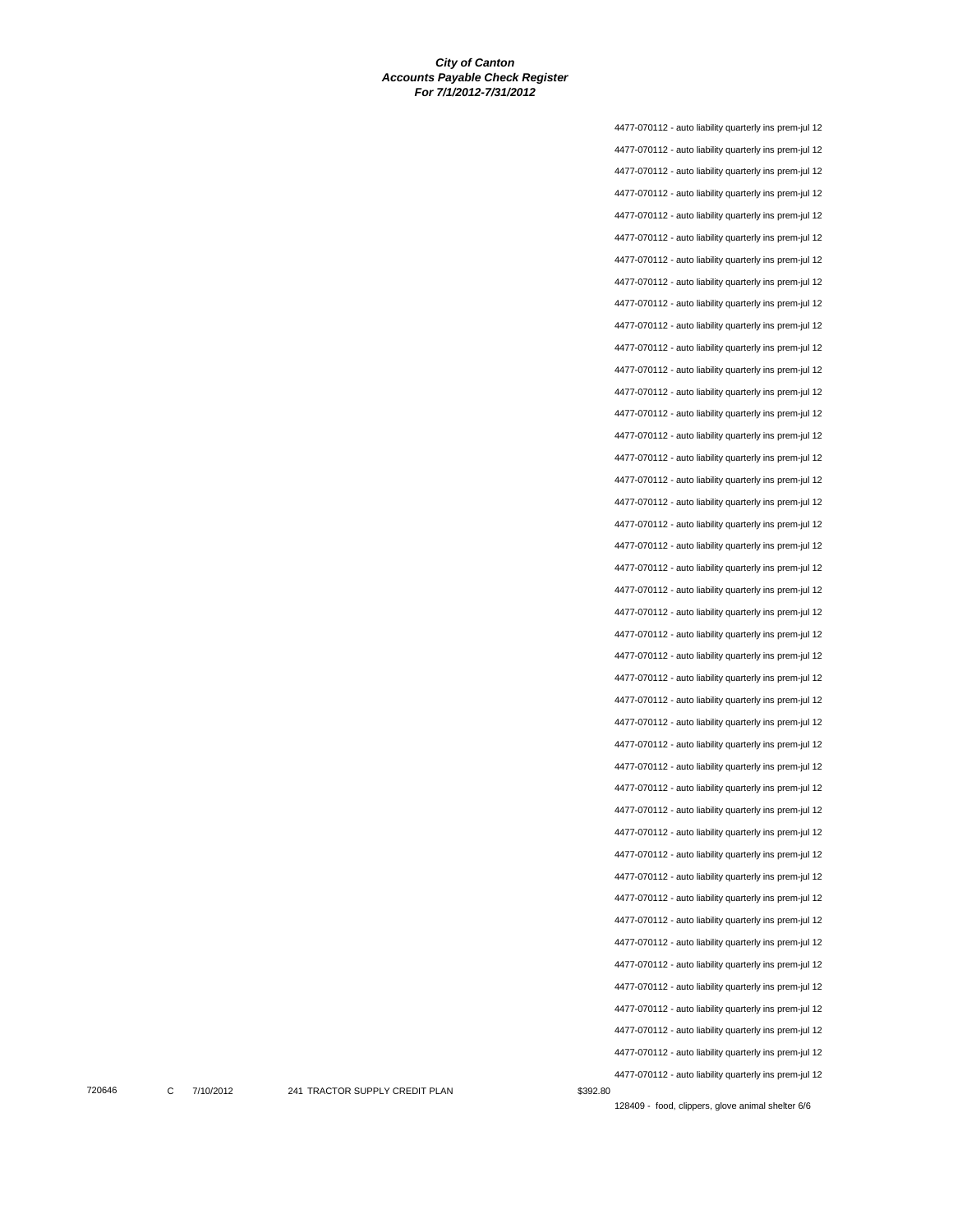| | | | | | |
|---|---|---|---|---|---|
| | | | | | 4477-070112 - auto liability quarterly ins prem-jul 12 |
| | | | | | 4477-070112 - auto liability quarterly ins prem-jul 12 |
| | | | | | 4477-070112 - auto liability quarterly ins prem-jul 12 |
| | | | | | 4477-070112 - auto liability quarterly ins prem-jul 12 |
| | | | | | 4477-070112 - auto liability quarterly ins prem-jul 12 |
| | | | | | 4477-070112 - auto liability quarterly ins prem-jul 12 |
| | | | | | 4477-070112 - auto liability quarterly ins prem-jul 12 |
| | | | | | 4477-070112 - auto liability quarterly ins prem-jul 12 |
| | | | | | 4477-070112 - auto liability quarterly ins prem-jul 12 |
| | | | | | 4477-070112 - auto liability quarterly ins prem-jul 12 |
| | | | | | 4477-070112 - auto liability quarterly ins prem-jul 12 |
| | | | | | 4477-070112 - auto liability quarterly ins prem-jul 12 |
| | | | | | 4477-070112 - auto liability quarterly ins prem-jul 12 |
| | | | | | 4477-070112 - auto liability quarterly ins prem-jul 12 |
| | | | | | 4477-070112 - auto liability quarterly ins prem-jul 12 |
| | | | | | 4477-070112 - auto liability quarterly ins prem-jul 12 |
| | | | | | 4477-070112 - auto liability quarterly ins prem-jul 12 |
| | | | | | 4477-070112 - auto liability quarterly ins prem-jul 12 |
| | | | | | 4477-070112 - auto liability quarterly ins prem-jul 12 |
| | | | | | 4477-070112 - auto liability quarterly ins prem-jul 12 |
| | | | | | 4477-070112 - auto liability quarterly ins prem-jul 12 |
| | | | | | 4477-070112 - auto liability quarterly ins prem-jul 12 |
| | | | | | 4477-070112 - auto liability quarterly ins prem-jul 12 |
| | | | | | 4477-070112 - auto liability quarterly ins prem-jul 12 |
| | | | | | 4477-070112 - auto liability quarterly ins prem-jul 12 |
| | | | | | 4477-070112 - auto liability quarterly ins prem-jul 12 |
| | | | | | 4477-070112 - auto liability quarterly ins prem-jul 12 |
| | | | | | 4477-070112 - auto liability quarterly ins prem-jul 12 |
| | | | | | 4477-070112 - auto liability quarterly ins prem-jul 12 |
| | | | | | 4477-070112 - auto liability quarterly ins prem-jul 12 |
| | | | | | 4477-070112 - auto liability quarterly ins prem-jul 12 |
| | | | | | 4477-070112 - auto liability quarterly ins prem-jul 12 |
| | | | | | 4477-070112 - auto liability quarterly ins prem-jul 12 |
| | | | | | 4477-070112 - auto liability quarterly ins prem-jul 12 |
| | | | | | 4477-070112 - auto liability quarterly ins prem-jul 12 |
| | | | | | 4477-070112 - auto liability quarterly ins prem-jul 12 |
| | | | | | 4477-070112 - auto liability quarterly ins prem-jul 12 |
| | | | | | 4477-070112 - auto liability quarterly ins prem-jul 12 |
| | | | | | 4477-070112 - auto liability quarterly ins prem-jul 12 |
| | | | | | 4477-070112 - auto liability quarterly ins prem-jul 12 |
| | | | | | 4477-070112 - auto liability quarterly ins prem-jul 12 |
| | | | | | 4477-070112 - auto liability quarterly ins prem-jul 12 |
| | | | | | 4477-070112 - auto liability quarterly ins prem-jul 12 |
| | | | | | 4477-070112 - auto liability quarterly ins prem-jul 12 |
| 720646 | C | 7/10/2012 | 241 TRACTOR SUPPLY CREDIT PLAN | $392.80 | |
| | | | | | 128409 - food, clippers, glove animal shelter 6/6 |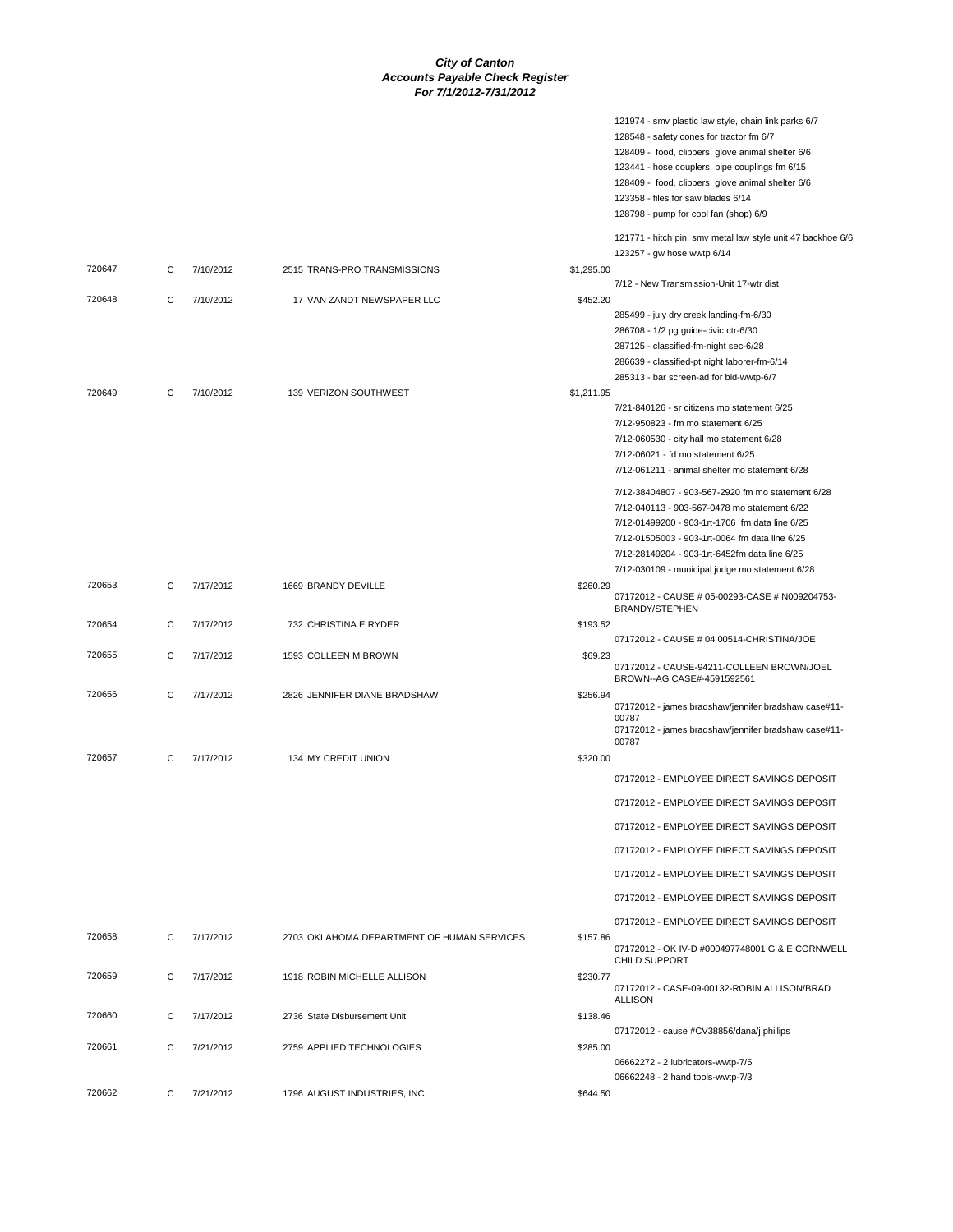*City of Canton*
*Accounts Payable Check Register*
*For 7/1/2012-7/31/2012*

| | | | | | |
|---|---|---|---|---|---|
| | | | | | 121974 - smv plastic law style, chain link parks 6/7 |
| | | | | | 128548 - safety cones for tractor fm 6/7 |
| | | | | | 128409 - food, clippers, glove animal shelter 6/6 |
| | | | | | 123441 - hose couplers, pipe couplings fm 6/15 |
| | | | | | 128409 - food, clippers, glove animal shelter 6/6 |
| | | | | | 123358 - files for saw blades 6/14 |
| | | | | | 128798 - pump for cool fan (shop) 6/9 |
| | | | | | 121771 - hitch pin, smv metal law style unit 47 backhoe 6/6 |
| | | | | | 123257 - gw hose wwtp 6/14 |
| 720647 | C | 7/10/2012 | 2515 TRANS-PRO TRANSMISSIONS | $1,295.00 | |
| | | | | | 7/12 - New Transmission-Unit 17-wtr dist |
| 720648 | C | 7/10/2012 | 17 VAN ZANDT NEWSPAPER LLC | $452.20 | |
| | | | | | 285499 - july dry creek landing-fm-6/30 |
| | | | | | 286708 - 1/2 pg guide-civic ctr-6/30 |
| | | | | | 287125 - classified-fm-night sec-6/28 |
| | | | | | 286639 - classified-pt night laborer-fm-6/14 |
| | | | | | 285313 - bar screen-ad for bid-wwtp-6/7 |
| 720649 | C | 7/10/2012 | 139 VERIZON SOUTHWEST | $1,211.95 | |
| | | | | | 7/21-840126 - sr citizens mo statement 6/25 |
| | | | | | 7/12-950823 - fm mo statement 6/25 |
| | | | | | 7/12-060530 - city hall mo statement 6/28 |
| | | | | | 7/12-06021 - fd mo statement 6/25 |
| | | | | | 7/12-061211 - animal shelter mo statement 6/28 |
| | | | | | 7/12-38404807 - 903-567-2920 fm mo statement 6/28 |
| | | | | | 7/12-040113 - 903-567-0478 mo statement 6/22 |
| | | | | | 7/12-01499200 - 903-1rt-1706 fm data line 6/25 |
| | | | | | 7/12-01505003 - 903-1rt-0064 fm data line 6/25 |
| | | | | | 7/12-28149204 - 903-1rt-6452fm data line 6/25 |
| | | | | | 7/12-030109 - municipal judge mo statement 6/28 |
| 720653 | C | 7/17/2012 | 1669 BRANDY DEVILLE | $260.29 | |
| | | | | | 07172012 - CAUSE # 05-00293-CASE # N009204753-BRANDY/STEPHEN |
| 720654 | C | 7/17/2012 | 732 CHRISTINA E RYDER | $193.52 | |
| | | | | | 07172012 - CAUSE # 04 00514-CHRISTINA/JOE |
| 720655 | C | 7/17/2012 | 1593 COLLEEN M BROWN | $69.23 | |
| | | | | | 07172012 - CAUSE-94211-COLLEEN BROWN/JOEL BROWN--AG CASE#-4591592561 |
| 720656 | C | 7/17/2012 | 2826 JENNIFER DIANE BRADSHAW | $256.94 | |
| | | | | | 07172012 - james bradshaw/jennifer bradshaw case#11-00787 |
| | | | | | 07172012 - james bradshaw/jennifer bradshaw case#11-00787 |
| 720657 | C | 7/17/2012 | 134 MY CREDIT UNION | $320.00 | |
| | | | | | 07172012 - EMPLOYEE DIRECT SAVINGS DEPOSIT |
| | | | | | 07172012 - EMPLOYEE DIRECT SAVINGS DEPOSIT |
| | | | | | 07172012 - EMPLOYEE DIRECT SAVINGS DEPOSIT |
| | | | | | 07172012 - EMPLOYEE DIRECT SAVINGS DEPOSIT |
| | | | | | 07172012 - EMPLOYEE DIRECT SAVINGS DEPOSIT |
| | | | | | 07172012 - EMPLOYEE DIRECT SAVINGS DEPOSIT |
| | | | | | 07172012 - EMPLOYEE DIRECT SAVINGS DEPOSIT |
| 720658 | C | 7/17/2012 | 2703 OKLAHOMA DEPARTMENT OF HUMAN SERVICES | $157.86 | |
| | | | | | 07172012 - OK IV-D #000497748001 G & E CORNWELL CHILD SUPPORT |
| 720659 | C | 7/17/2012 | 1918 ROBIN MICHELLE ALLISON | $230.77 | |
| | | | | | 07172012 - CASE-09-00132-ROBIN ALLISON/BRAD ALLISON |
| 720660 | C | 7/17/2012 | 2736 State Disbursement Unit | $138.46 | |
| | | | | | 07172012 - cause #CV38856/dana/j phillips |
| 720661 | C | 7/21/2012 | 2759 APPLIED TECHNOLOGIES | $285.00 | |
| | | | | | 06662272 - 2 lubricators-wwtp-7/5 |
| | | | | | 06662248 - 2 hand tools-wwtp-7/3 |
| 720662 | C | 7/21/2012 | 1796 AUGUST INDUSTRIES, INC. | $644.50 | |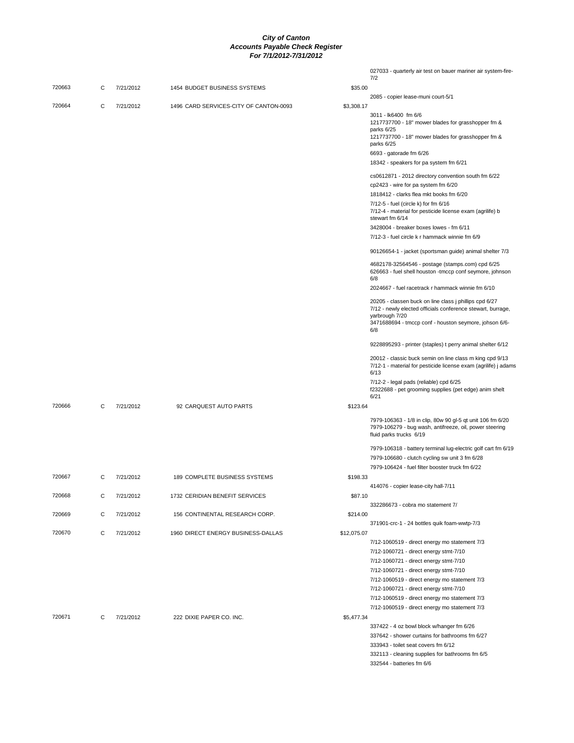***City of Canton***
***Accounts Payable Check Register***
***For 7/1/2012-7/31/2012***

| Check # | Type | Date | Vendor | Amount | Description |
|---|---|---|---|---|---|
| | | | | | 027033 - quarterly air test on bauer mariner air system-fire-7/2 |
| 720663 | C | 7/21/2012 | 1454 BUDGET BUSINESS SYSTEMS | $35.00 | |
| | | | | | 2085 - copier lease-muni court-5/1 |
| 720664 | C | 7/21/2012 | 1496 CARD SERVICES-CITY OF CANTON-0093 | $3,308.17 | |
| | | | | | 3011 - lk6400 fm 6/6 |
| | | | | | 1217737700 - 18" mower blades for grasshopper fm & parks 6/25 |
| | | | | | 1217737700 - 18" mower blades for grasshopper fm & parks 6/25 |
| | | | | | 6693 - gatorade fm 6/26 |
| | | | | | 18342 - speakers for pa system fm 6/21 |
| | | | | | cs0612871 - 2012 directory convention south fm 6/22 |
| | | | | | cp2423 - wire for pa system fm 6/20 |
| | | | | | 1818412 - clarks flea mkt books fm 6/20 |
| | | | | | 7/12-5 - fuel (circle k) for fm 6/16 |
| | | | | | 7/12-4 - material for pesticide license exam (agrilife) b stewart fm 6/14 |
| | | | | | 3428004 - breaker boxes lowes - fm 6/11 |
| | | | | | 7/12-3 - fuel circle k r hammack winnie fm 6/9 |
| | | | | | 90126654-1 - jacket (sportsman guide) animal shelter 7/3 |
| | | | | | 4682178-32564546 - postage (stamps.com) cpd 6/25 |
| | | | | | 626663 - fuel shell houston -tmccp conf seymore, johnson 6/8 |
| | | | | | 2024667 - fuel racetrack r hammack winnie fm 6/10 |
| | | | | | 20205 - classen buck on line class j phillips cpd 6/27 |
| | | | | | 7/12 - newly elected officials conference stewart, burrage, yarbrough 7/20 |
| | | | | | 3471688694 - tmccp conf - houston seymore, johson 6/6-6/8 |
| | | | | | 9228895293 - printer (staples) t perry animal shelter 6/12 |
| | | | | | 20012 - classic buck semin on line class m king cpd 9/13 |
| | | | | | 7/12-1 - material for pesticide license exam (agrilife) j adams 6/13 |
| | | | | | 7/12-2 - legal pads (reliable) cpd 6/25 |
| | | | | | f2322688 - pet grooming supplies (pet edge) anim shelt 6/21 |
| 720666 | C | 7/21/2012 | 92 CARQUEST AUTO PARTS | $123.64 | |
| | | | | | 7979-106363 - 1/8 in clip, 80w 90 gl-5 qt unit 106 fm 6/20 |
| | | | | | 7979-106279 - bug wash, antifreeze, oil, power steering fluid parks trucks 6/19 |
| | | | | | 7979-106318 - battery terminal lug-electric golf cart fm 6/19 |
| | | | | | 7979-106680 - clutch cycling sw unit 3 fm 6/28 |
| | | | | | 7979-106424 - fuel filter booster truck fm 6/22 |
| 720667 | C | 7/21/2012 | 189 COMPLETE BUSINESS SYSTEMS | $198.33 | |
| | | | | | 414076 - copier lease-city hall-7/11 |
| 720668 | C | 7/21/2012 | 1732 CERIDIAN BENEFIT SERVICES | $87.10 | |
| | | | | | 332286673 - cobra mo statement 7/ |
| 720669 | C | 7/21/2012 | 156 CONTINENTAL RESEARCH CORP. | $214.00 | |
| | | | | | 371901-crc-1 - 24 bottles quik foam-wwtp-7/3 |
| 720670 | C | 7/21/2012 | 1960 DIRECT ENERGY BUSINESS-DALLAS | $12,075.07 | |
| | | | | | 7/12-1060519 - direct energy mo statement 7/3 |
| | | | | | 7/12-1060721 - direct energy stmt-7/10 |
| | | | | | 7/12-1060721 - direct energy stmt-7/10 |
| | | | | | 7/12-1060721 - direct energy stmt-7/10 |
| | | | | | 7/12-1060519 - direct energy mo statement 7/3 |
| | | | | | 7/12-1060721 - direct energy stmt-7/10 |
| | | | | | 7/12-1060519 - direct energy mo statement 7/3 |
| | | | | | 7/12-1060519 - direct energy mo statement 7/3 |
| 720671 | C | 7/21/2012 | 222 DIXIE PAPER CO. INC. | $5,477.34 | |
| | | | | | 337422 - 4 oz bowl block w/hanger fm 6/26 |
| | | | | | 337642 - shower curtains for bathrooms fm 6/27 |
| | | | | | 333943 - toilet seat covers fm 6/12 |
| | | | | | 332113 - cleaning supplies for bathrooms fm 6/5 |
| | | | | | 332544 - batteries fm 6/6 |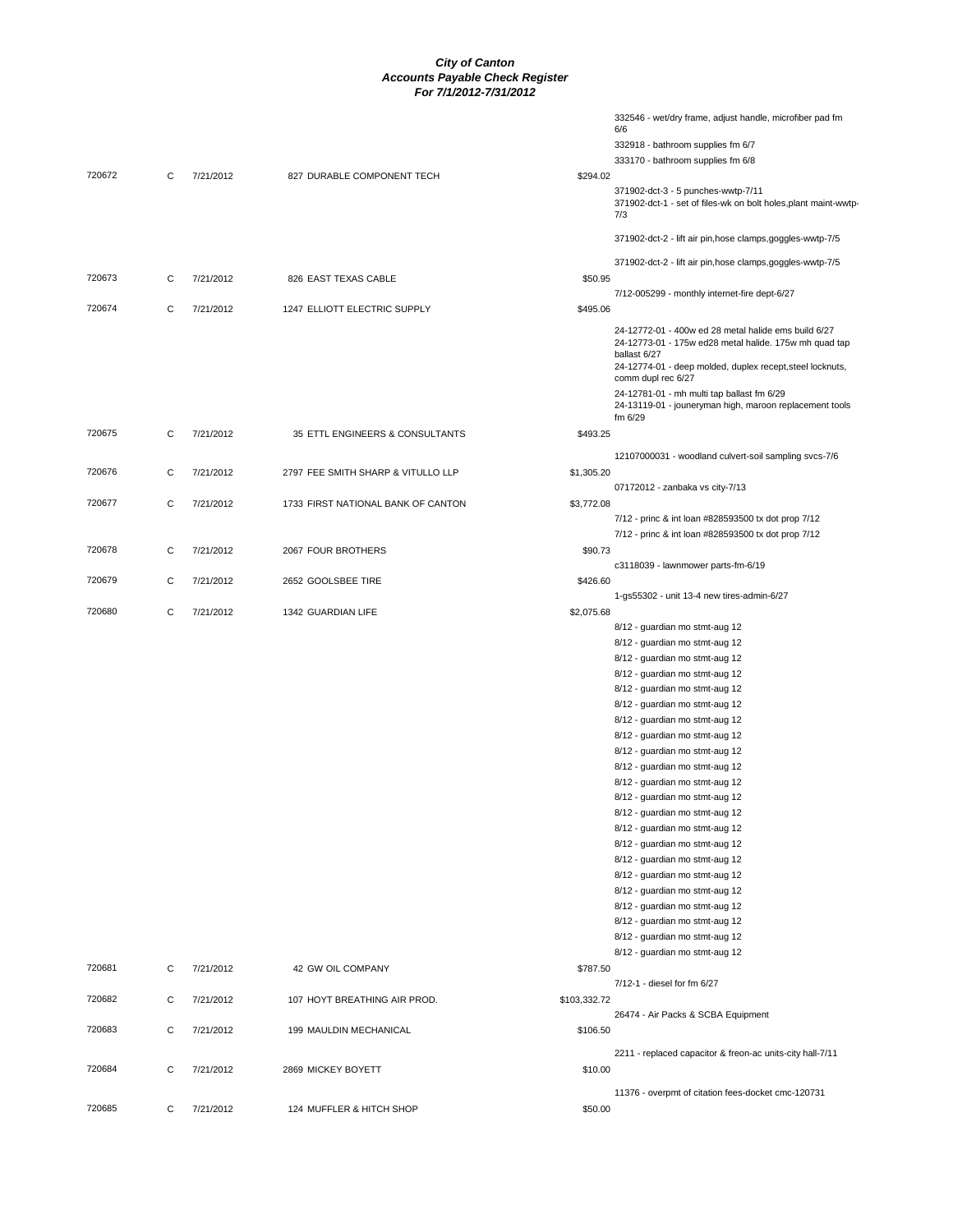# City of Canton
## Accounts Payable Check Register
### For 7/1/2012-7/31/2012

| | | | | | |
|---|---|---|---|---|---|
| | | | | | 332546 - wet/dry frame, adjust handle, microfiber pad fm 6/6 |
| | | | | | 332918 - bathroom supplies fm 6/7 |
| | | | | | 333170 - bathroom supplies fm 6/8 |
| 720672 | C | 7/21/2012 | 827 DURABLE COMPONENT TECH | $294.02 | |
| | | | | | 371902-dct-3 - 5 punches-wwtp-7/11 |
| | | | | | 371902-dct-1 - set of files-wk on bolt holes,plant maint-wwtp-7/3 |
| | | | | | 371902-dct-2 - lift air pin,hose clamps,goggles-wwtp-7/5 |
| | | | | | 371902-dct-2 - lift air pin,hose clamps,goggles-wwtp-7/5 |
| 720673 | C | 7/21/2012 | 826 EAST TEXAS CABLE | $50.95 | |
| | | | | | 7/12-005299 - monthly internet-fire dept-6/27 |
| 720674 | C | 7/21/2012 | 1247 ELLIOTT ELECTRIC SUPPLY | $495.06 | |
| | | | | | 24-12772-01 - 400w ed 28 metal halide ems build 6/27 |
| | | | | | 24-12773-01 - 175w ed28 metal halide. 175w mh quad tap ballast 6/27 |
| | | | | | 24-12774-01 - deep molded, duplex recept,steel locknuts, comm dupl rec 6/27 |
| | | | | | 24-12781-01 - mh multi tap ballast fm 6/29 |
| | | | | | 24-13119-01 - jouneryman high, maroon replacement tools fm 6/29 |
| 720675 | C | 7/21/2012 | 35 ETTL ENGINEERS & CONSULTANTS | $493.25 | |
| | | | | | 12107000031 - woodland culvert-soil sampling svcs-7/6 |
| 720676 | C | 7/21/2012 | 2797 FEE SMITH SHARP & VITULLO LLP | $1,305.20 | |
| | | | | | 07172012 - zanbaka vs city-7/13 |
| 720677 | C | 7/21/2012 | 1733 FIRST NATIONAL BANK OF CANTON | $3,772.08 | |
| | | | | | 7/12 - princ & int loan #828593500 tx dot prop 7/12 |
| | | | | | 7/12 - princ & int loan #828593500 tx dot prop 7/12 |
| 720678 | C | 7/21/2012 | 2067 FOUR BROTHERS | $90.73 | |
| | | | | | c3118039 - lawnmower parts-fm-6/19 |
| 720679 | C | 7/21/2012 | 2652 GOOLSBEE TIRE | $426.60 | |
| | | | | | 1-gs55302 - unit 13-4 new tires-admin-6/27 |
| 720680 | C | 7/21/2012 | 1342 GUARDIAN LIFE | $2,075.68 | |
| | | | | | 8/12 - guardian mo stmt-aug 12 |
| | | | | | 8/12 - guardian mo stmt-aug 12 |
| | | | | | 8/12 - guardian mo stmt-aug 12 |
| | | | | | 8/12 - guardian mo stmt-aug 12 |
| | | | | | 8/12 - guardian mo stmt-aug 12 |
| | | | | | 8/12 - guardian mo stmt-aug 12 |
| | | | | | 8/12 - guardian mo stmt-aug 12 |
| | | | | | 8/12 - guardian mo stmt-aug 12 |
| | | | | | 8/12 - guardian mo stmt-aug 12 |
| | | | | | 8/12 - guardian mo stmt-aug 12 |
| | | | | | 8/12 - guardian mo stmt-aug 12 |
| | | | | | 8/12 - guardian mo stmt-aug 12 |
| | | | | | 8/12 - guardian mo stmt-aug 12 |
| | | | | | 8/12 - guardian mo stmt-aug 12 |
| | | | | | 8/12 - guardian mo stmt-aug 12 |
| | | | | | 8/12 - guardian mo stmt-aug 12 |
| | | | | | 8/12 - guardian mo stmt-aug 12 |
| | | | | | 8/12 - guardian mo stmt-aug 12 |
| | | | | | 8/12 - guardian mo stmt-aug 12 |
| | | | | | 8/12 - guardian mo stmt-aug 12 |
| | | | | | 8/12 - guardian mo stmt-aug 12 |
| | | | | | 8/12 - guardian mo stmt-aug 12 |
| 720681 | C | 7/21/2012 | 42 GW OIL COMPANY | $787.50 | |
| | | | | | 7/12-1 - diesel for fm 6/27 |
| 720682 | C | 7/21/2012 | 107 HOYT BREATHING AIR PROD. | $103,332.72 | |
| | | | | | 26474 - Air Packs & SCBA Equipment |
| 720683 | C | 7/21/2012 | 199 MAULDIN MECHANICAL | $106.50 | |
| | | | | | 2211 - replaced capacitor & freon-ac units-city hall-7/11 |
| 720684 | C | 7/21/2012 | 2869 MICKEY BOYETT | $10.00 | |
| | | | | | 11376 - overpmt of citation fees-docket cmc-120731 |
| 720685 | C | 7/21/2012 | 124 MUFFLER & HITCH SHOP | $50.00 | |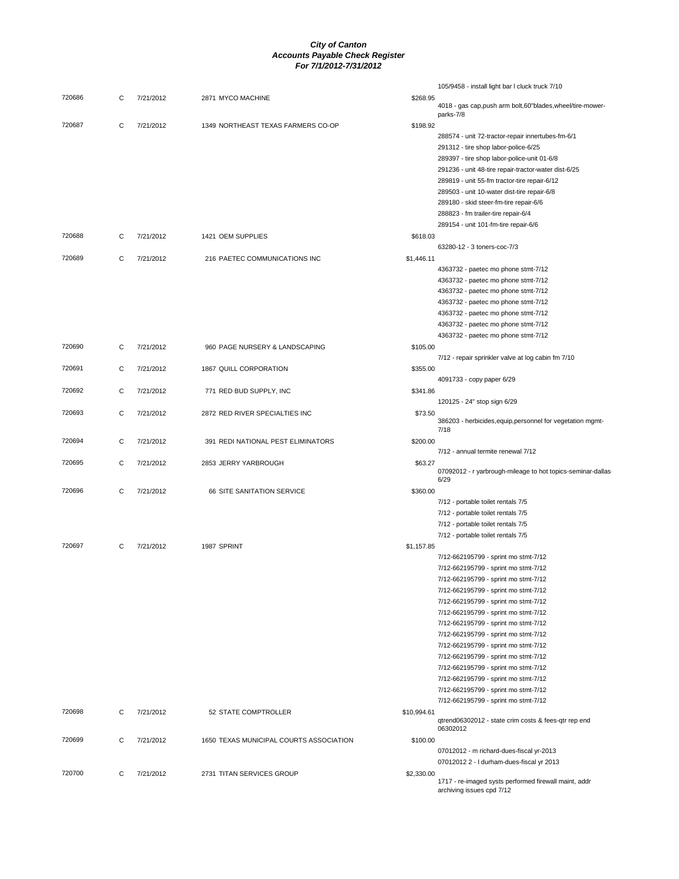# City of Canton
## Accounts Payable Check Register
### For 7/1/2012-7/31/2012

| | | | | | |
|---|---|---|---|---|---|
| | | | | | 105/9458 - install light bar l cluck truck 7/10 |
| 720686 | C | 7/21/2012 | 2871 MYCO MACHINE | $268.95 | |
| | | | | | 4018 - gas cap,push arm bolt,60"blades,wheel/tire-mower-parks-7/8 |
| 720687 | C | 7/21/2012 | 1349 NORTHEAST TEXAS FARMERS CO-OP | $198.92 | |
| | | | | | 288574 - unit 72-tractor-repair innertubes-fm-6/1 |
| | | | | | 291312 - tire shop labor-police-6/25 |
| | | | | | 289397 - tire shop labor-police-unit 01-6/8 |
| | | | | | 291236 - unit 48-tire repair-tractor-water dist-6/25 |
| | | | | | 289819 - unit 55-fm tractor-tire repair-6/12 |
| | | | | | 289503 - unit 10-water dist-tire repair-6/8 |
| | | | | | 289180 - skid steer-fm-tire repair-6/6 |
| | | | | | 288823 - fm trailer-tire repair-6/4 |
| | | | | | 289154 - unit 101-fm-tire repair-6/6 |
| 720688 | C | 7/21/2012 | 1421 OEM SUPPLIES | $618.03 | |
| | | | | | 63280-12 - 3 toners-coc-7/3 |
| 720689 | C | 7/21/2012 | 216 PAETEC COMMUNICATIONS INC | $1,446.11 | |
| | | | | | 4363732 - paetec mo phone stmt-7/12 |
| | | | | | 4363732 - paetec mo phone stmt-7/12 |
| | | | | | 4363732 - paetec mo phone stmt-7/12 |
| | | | | | 4363732 - paetec mo phone stmt-7/12 |
| | | | | | 4363732 - paetec mo phone stmt-7/12 |
| | | | | | 4363732 - paetec mo phone stmt-7/12 |
| | | | | | 4363732 - paetec mo phone stmt-7/12 |
| 720690 | C | 7/21/2012 | 960 PAGE NURSERY & LANDSCAPING | $105.00 | |
| | | | | | 7/12 - repair sprinkler valve at log cabin fm 7/10 |
| 720691 | C | 7/21/2012 | 1867 QUILL CORPORATION | $355.00 | |
| | | | | | 4091733 - copy paper 6/29 |
| 720692 | C | 7/21/2012 | 771 RED BUD SUPPLY, INC | $341.86 | |
| | | | | | 120125 - 24" stop sign 6/29 |
| 720693 | C | 7/21/2012 | 2872 RED RIVER SPECIALTIES INC | $73.50 | |
| | | | | | 386203 - herbicides,equip,personnel for vegetation mgmt-7/18 |
| 720694 | C | 7/21/2012 | 391 REDI NATIONAL PEST ELIMINATORS | $200.00 | |
| | | | | | 7/12 - annual termite renewal 7/12 |
| 720695 | C | 7/21/2012 | 2853 JERRY YARBROUGH | $63.27 | |
| | | | | | 07092012 - r yarbrough-mileage to hot topics-seminar-dallas-6/29 |
| 720696 | C | 7/21/2012 | 66 SITE SANITATION SERVICE | $360.00 | |
| | | | | | 7/12 - portable toilet rentals 7/5 |
| | | | | | 7/12 - portable toilet rentals 7/5 |
| | | | | | 7/12 - portable toilet rentals 7/5 |
| | | | | | 7/12 - portable toilet rentals 7/5 |
| 720697 | C | 7/21/2012 | 1987 SPRINT | $1,157.85 | |
| | | | | | 7/12-662195799 - sprint mo stmt-7/12 |
| | | | | | 7/12-662195799 - sprint mo stmt-7/12 |
| | | | | | 7/12-662195799 - sprint mo stmt-7/12 |
| | | | | | 7/12-662195799 - sprint mo stmt-7/12 |
| | | | | | 7/12-662195799 - sprint mo stmt-7/12 |
| | | | | | 7/12-662195799 - sprint mo stmt-7/12 |
| | | | | | 7/12-662195799 - sprint mo stmt-7/12 |
| | | | | | 7/12-662195799 - sprint mo stmt-7/12 |
| | | | | | 7/12-662195799 - sprint mo stmt-7/12 |
| | | | | | 7/12-662195799 - sprint mo stmt-7/12 |
| | | | | | 7/12-662195799 - sprint mo stmt-7/12 |
| | | | | | 7/12-662195799 - sprint mo stmt-7/12 |
| | | | | | 7/12-662195799 - sprint mo stmt-7/12 |
| | | | | | 7/12-662195799 - sprint mo stmt-7/12 |
| 720698 | C | 7/21/2012 | 52 STATE COMPTROLLER | $10,994.61 | |
| | | | | | qtrend06302012 - state crim costs & fees-qtr rep end 06302012 |
| 720699 | C | 7/21/2012 | 1650 TEXAS MUNICIPAL COURTS ASSOCIATION | $100.00 | |
| | | | | | 07012012 - m richard-dues-fiscal yr-2013 |
| | | | | | 07012012 2 - l durham-dues-fiscal yr 2013 |
| 720700 | C | 7/21/2012 | 2731 TITAN SERVICES GROUP | $2,330.00 | |
| | | | | | 1717 - re-imaged systs performed firewall maint, addr archiving issues cpd 7/12 |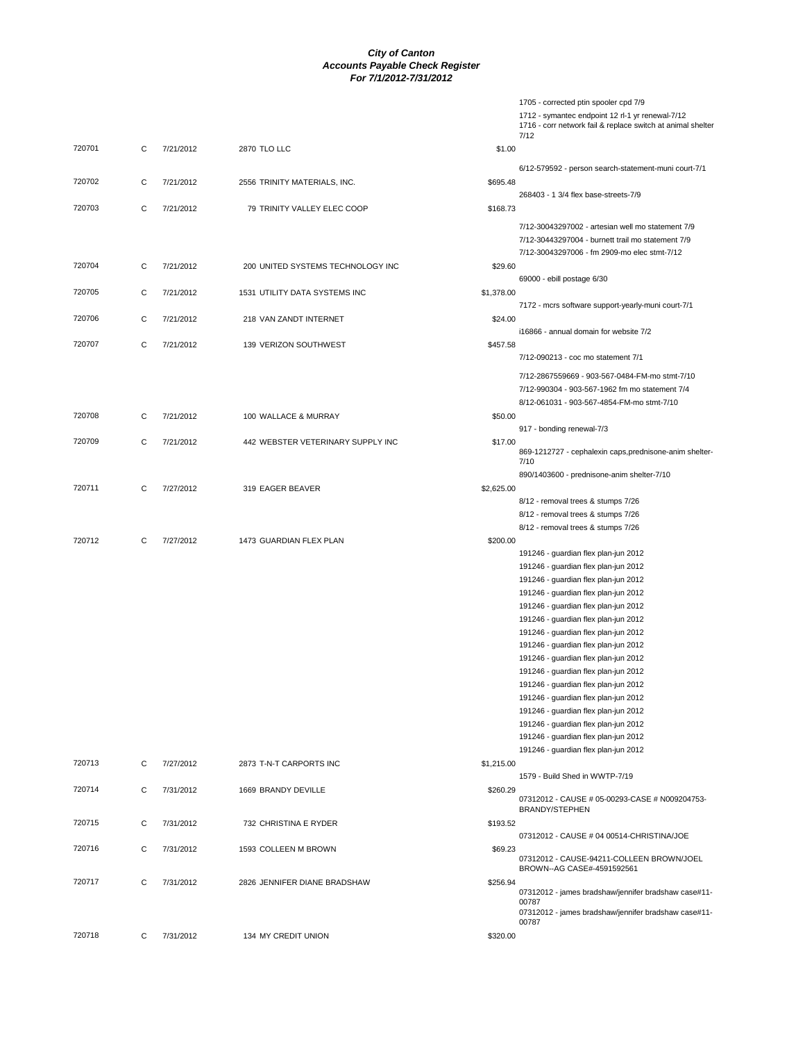# City of Canton
## Accounts Payable Check Register
### For 7/1/2012-7/31/2012

| | | | | | |
|---|---|---|---|---|---|
| | | | | | 1705 - corrected ptin spooler cpd 7/9 |
| | | | | | 1712 - symantec endpoint 12 rl-1 yr renewal-7/12 |
| | | | | | 1716 - corr network fail & replace switch at animal shelter 7/12 |
| 720701 | C | 7/21/2012 | 2870 TLO LLC | $1.00 | |
| | | | | | 6/12-579592 - person search-statement-muni court-7/1 |
| 720702 | C | 7/21/2012 | 2556 TRINITY MATERIALS, INC. | $695.48 | |
| | | | | | 268403 - 1 3/4 flex base-streets-7/9 |
| 720703 | C | 7/21/2012 | 79 TRINITY VALLEY ELEC COOP | $168.73 | |
| | | | | | 7/12-30043297002 - artesian well mo statement 7/9 |
| | | | | | 7/12-30443297004 - burnett trail mo statement 7/9 |
| | | | | | 7/12-30043297006 - fm 2909-mo elec stmt-7/12 |
| 720704 | C | 7/21/2012 | 200 UNITED SYSTEMS TECHNOLOGY INC | $29.60 | |
| | | | | | 69000 - ebill postage 6/30 |
| 720705 | C | 7/21/2012 | 1531 UTILITY DATA SYSTEMS INC | $1,378.00 | |
| | | | | | 7172 - mcrs software support-yearly-muni court-7/1 |
| 720706 | C | 7/21/2012 | 218 VAN ZANDT INTERNET | $24.00 | |
| | | | | | i16866 - annual domain for website 7/2 |
| 720707 | C | 7/21/2012 | 139 VERIZON SOUTHWEST | $457.58 | |
| | | | | | 7/12-090213 - coc mo statement 7/1 |
| | | | | | 7/12-2867559669 - 903-567-0484-FM-mo stmt-7/10 |
| | | | | | 7/12-990304 - 903-567-1962 fm mo statement 7/4 |
| | | | | | 8/12-061031 - 903-567-4854-FM-mo stmt-7/10 |
| 720708 | C | 7/21/2012 | 100 WALLACE & MURRAY | $50.00 | |
| | | | | | 917 - bonding renewal-7/3 |
| 720709 | C | 7/21/2012 | 442 WEBSTER VETERINARY SUPPLY INC | $17.00 | |
| | | | | | 869-1212727 - cephalexin caps,prednisone-anim shelter-7/10 |
| | | | | | 890/1403600 - prednisone-anim shelter-7/10 |
| 720711 | C | 7/27/2012 | 319 EAGER BEAVER | $2,625.00 | |
| | | | | | 8/12 - removal trees & stumps 7/26 |
| | | | | | 8/12 - removal trees & stumps 7/26 |
| | | | | | 8/12 - removal trees & stumps 7/26 |
| 720712 | C | 7/27/2012 | 1473 GUARDIAN FLEX PLAN | $200.00 | |
| | | | | | 191246 - guardian flex plan-jun 2012 |
| | | | | | 191246 - guardian flex plan-jun 2012 |
| | | | | | 191246 - guardian flex plan-jun 2012 |
| | | | | | 191246 - guardian flex plan-jun 2012 |
| | | | | | 191246 - guardian flex plan-jun 2012 |
| | | | | | 191246 - guardian flex plan-jun 2012 |
| | | | | | 191246 - guardian flex plan-jun 2012 |
| | | | | | 191246 - guardian flex plan-jun 2012 |
| | | | | | 191246 - guardian flex plan-jun 2012 |
| | | | | | 191246 - guardian flex plan-jun 2012 |
| | | | | | 191246 - guardian flex plan-jun 2012 |
| | | | | | 191246 - guardian flex plan-jun 2012 |
| | | | | | 191246 - guardian flex plan-jun 2012 |
| | | | | | 191246 - guardian flex plan-jun 2012 |
| | | | | | 191246 - guardian flex plan-jun 2012 |
| | | | | | 191246 - guardian flex plan-jun 2012 |
| 720713 | C | 7/27/2012 | 2873 T-N-T CARPORTS INC | $1,215.00 | |
| | | | | | 1579 - Build Shed in WWTP-7/19 |
| 720714 | C | 7/31/2012 | 1669 BRANDY DEVILLE | $260.29 | |
| | | | | | 07312012 - CAUSE # 05-00293-CASE # N009204753-BRANDY/STEPHEN |
| 720715 | C | 7/31/2012 | 732 CHRISTINA E RYDER | $193.52 | |
| | | | | | 07312012 - CAUSE # 04 00514-CHRISTINA/JOE |
| 720716 | C | 7/31/2012 | 1593 COLLEEN M BROWN | $69.23 | |
| | | | | | 07312012 - CAUSE-94211-COLLEEN BROWN/JOEL BROWN--AG CASE#-4591592561 |
| 720717 | C | 7/31/2012 | 2826 JENNIFER DIANE BRADSHAW | $256.94 | |
| | | | | | 07312012 - james bradshaw/jennifer bradshaw case#11-00787 |
| | | | | | 07312012 - james bradshaw/jennifer bradshaw case#11-00787 |
| 720718 | C | 7/31/2012 | 134 MY CREDIT UNION | $320.00 | |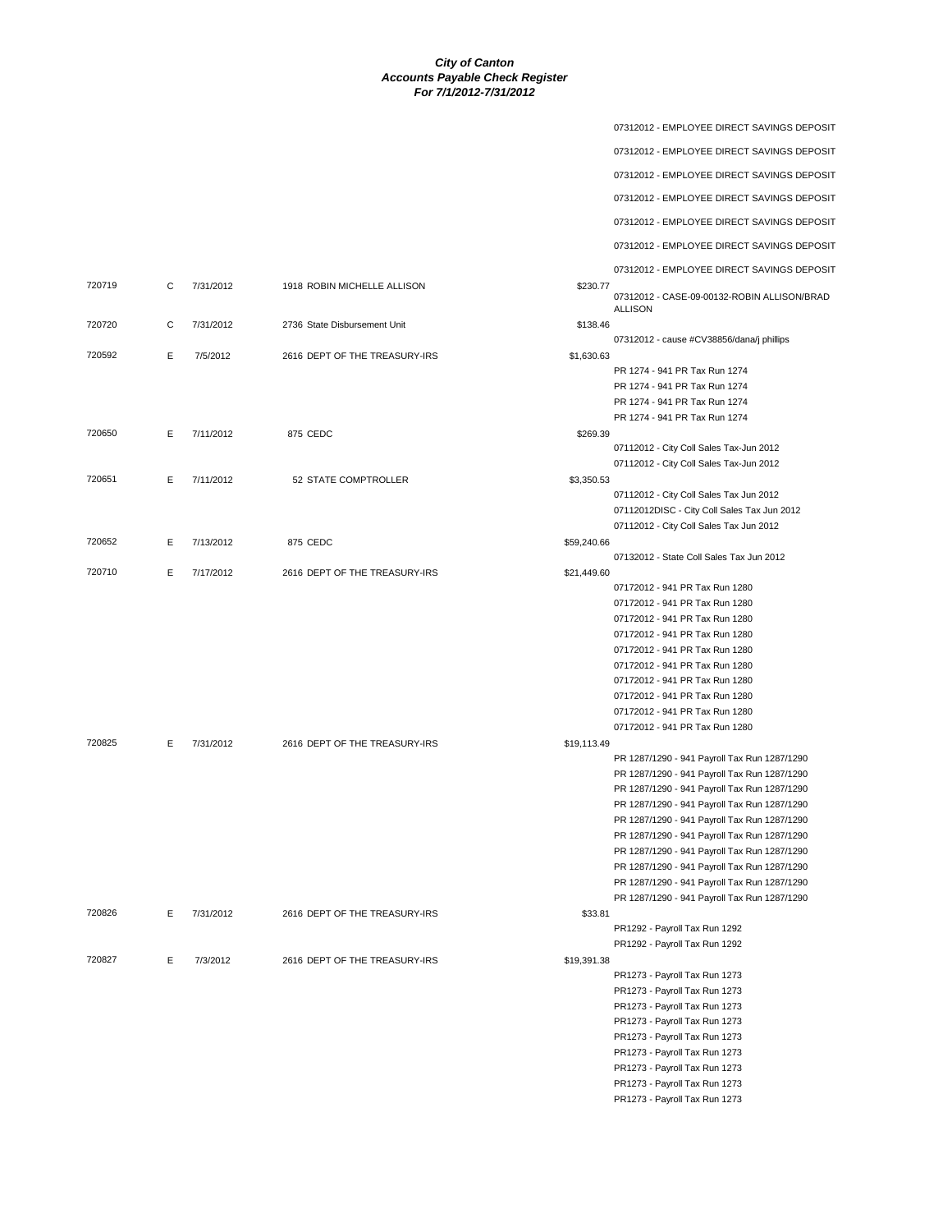**City of Canton**
**Accounts Payable Check Register**
**For 7/1/2012-7/31/2012**

| | | | | | |
|---|---|---|---|---|---|
| | | | | | 07312012 - EMPLOYEE DIRECT SAVINGS DEPOSIT |
| | | | | | 07312012 - EMPLOYEE DIRECT SAVINGS DEPOSIT |
| | | | | | 07312012 - EMPLOYEE DIRECT SAVINGS DEPOSIT |
| | | | | | 07312012 - EMPLOYEE DIRECT SAVINGS DEPOSIT |
| | | | | | 07312012 - EMPLOYEE DIRECT SAVINGS DEPOSIT |
| | | | | | 07312012 - EMPLOYEE DIRECT SAVINGS DEPOSIT |
| | | | | | 07312012 - EMPLOYEE DIRECT SAVINGS DEPOSIT |
| 720719 | C | 7/31/2012 | 1918 ROBIN MICHELLE ALLISON | $230.77 | |
| | | | | | 07312012 - CASE-09-00132-ROBIN ALLISON/BRAD ALLISON |
| 720720 | C | 7/31/2012 | 2736 State Disbursement Unit | $138.46 | |
| | | | | | 07312012 - cause #CV38856/dana/j phillips |
| 720592 | E | 7/5/2012 | 2616 DEPT OF THE TREASURY-IRS | $1,630.63 | |
| | | | | | PR 1274 - 941 PR Tax Run 1274 |
| | | | | | PR 1274 - 941 PR Tax Run 1274 |
| | | | | | PR 1274 - 941 PR Tax Run 1274 |
| | | | | | PR 1274 - 941 PR Tax Run 1274 |
| 720650 | E | 7/11/2012 | 875 CEDC | $269.39 | |
| | | | | | 07112012 - City Coll Sales Tax-Jun 2012 |
| | | | | | 07112012 - City Coll Sales Tax-Jun 2012 |
| 720651 | E | 7/11/2012 | 52 STATE COMPTROLLER | $3,350.53 | |
| | | | | | 07112012 - City Coll Sales Tax Jun 2012 |
| | | | | | 07112012DISC - City Coll Sales Tax Jun 2012 |
| | | | | | 07112012 - City Coll Sales Tax Jun 2012 |
| 720652 | E | 7/13/2012 | 875 CEDC | $59,240.66 | |
| | | | | | 07132012 - State Coll Sales Tax Jun 2012 |
| 720710 | E | 7/17/2012 | 2616 DEPT OF THE TREASURY-IRS | $21,449.60 | |
| | | | | | 07172012 - 941 PR Tax Run 1280 |
| | | | | | 07172012 - 941 PR Tax Run 1280 |
| | | | | | 07172012 - 941 PR Tax Run 1280 |
| | | | | | 07172012 - 941 PR Tax Run 1280 |
| | | | | | 07172012 - 941 PR Tax Run 1280 |
| | | | | | 07172012 - 941 PR Tax Run 1280 |
| | | | | | 07172012 - 941 PR Tax Run 1280 |
| | | | | | 07172012 - 941 PR Tax Run 1280 |
| | | | | | 07172012 - 941 PR Tax Run 1280 |
| | | | | | 07172012 - 941 PR Tax Run 1280 |
| 720825 | E | 7/31/2012 | 2616 DEPT OF THE TREASURY-IRS | $19,113.49 | |
| | | | | | PR 1287/1290 - 941 Payroll Tax Run 1287/1290 |
| | | | | | PR 1287/1290 - 941 Payroll Tax Run 1287/1290 |
| | | | | | PR 1287/1290 - 941 Payroll Tax Run 1287/1290 |
| | | | | | PR 1287/1290 - 941 Payroll Tax Run 1287/1290 |
| | | | | | PR 1287/1290 - 941 Payroll Tax Run 1287/1290 |
| | | | | | PR 1287/1290 - 941 Payroll Tax Run 1287/1290 |
| | | | | | PR 1287/1290 - 941 Payroll Tax Run 1287/1290 |
| | | | | | PR 1287/1290 - 941 Payroll Tax Run 1287/1290 |
| | | | | | PR 1287/1290 - 941 Payroll Tax Run 1287/1290 |
| | | | | | PR 1287/1290 - 941 Payroll Tax Run 1287/1290 |
| 720826 | E | 7/31/2012 | 2616 DEPT OF THE TREASURY-IRS | $33.81 | |
| | | | | | PR1292 - Payroll Tax Run 1292 |
| | | | | | PR1292 - Payroll Tax Run 1292 |
| 720827 | E | 7/3/2012 | 2616 DEPT OF THE TREASURY-IRS | $19,391.38 | |
| | | | | | PR1273 - Payroll Tax Run 1273 |
| | | | | | PR1273 - Payroll Tax Run 1273 |
| | | | | | PR1273 - Payroll Tax Run 1273 |
| | | | | | PR1273 - Payroll Tax Run 1273 |
| | | | | | PR1273 - Payroll Tax Run 1273 |
| | | | | | PR1273 - Payroll Tax Run 1273 |
| | | | | | PR1273 - Payroll Tax Run 1273 |
| | | | | | PR1273 - Payroll Tax Run 1273 |
| | | | | | PR1273 - Payroll Tax Run 1273 |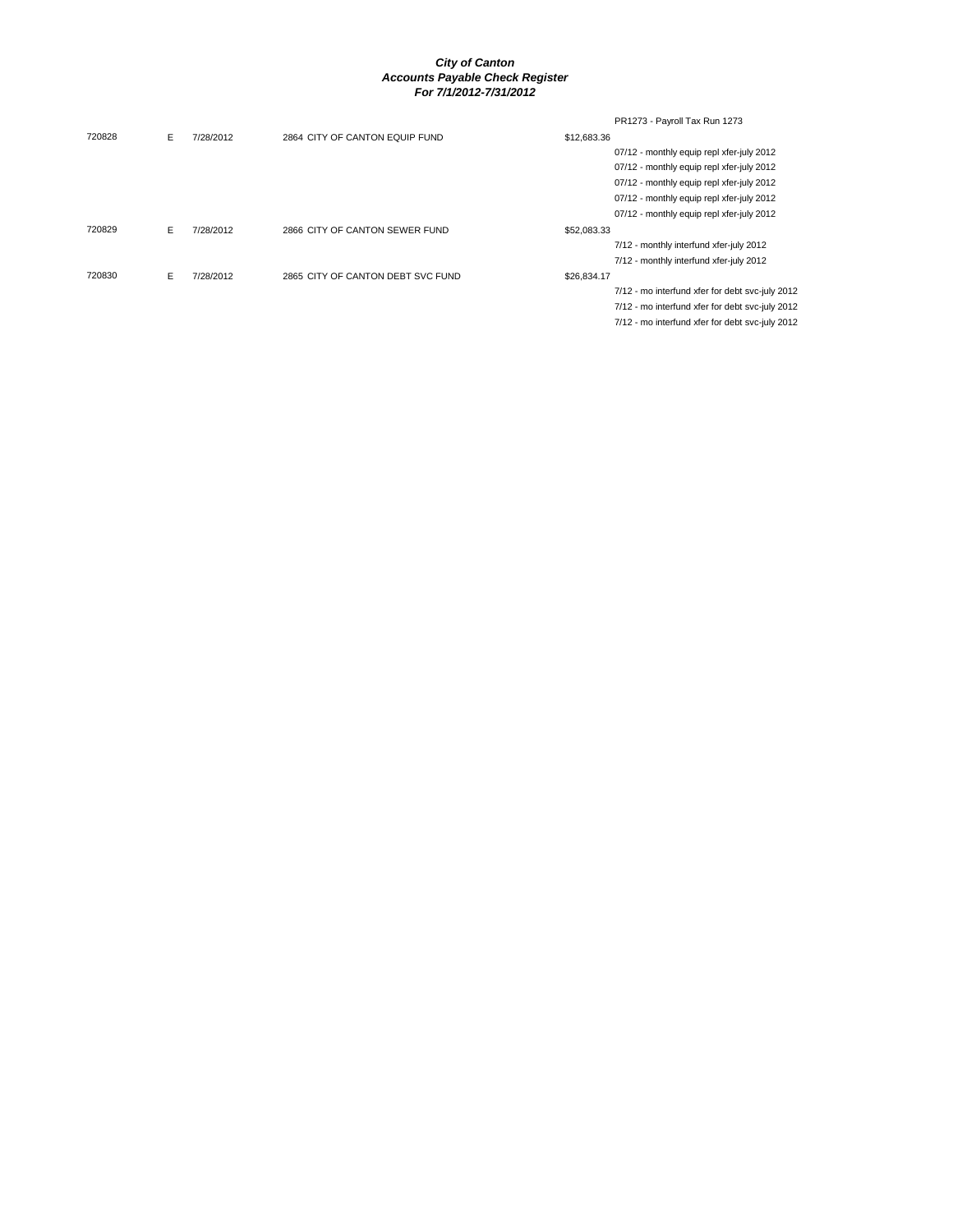# City of Canton
## Accounts Payable Check Register
### For 7/1/2012-7/31/2012

| | | | | | |
|---|---|---|---|---|---|
| | | | | | PR1273 - Payroll Tax Run 1273 |
| 720828 | E | 7/28/2012 | 2864 CITY OF CANTON EQUIP FUND | $12,683.36 | |
| | | | | | 07/12 - monthly equip repl xfer-july 2012 |
| | | | | | 07/12 - monthly equip repl xfer-july 2012 |
| | | | | | 07/12 - monthly equip repl xfer-july 2012 |
| | | | | | 07/12 - monthly equip repl xfer-july 2012 |
| | | | | | 07/12 - monthly equip repl xfer-july 2012 |
| 720829 | E | 7/28/2012 | 2866 CITY OF CANTON SEWER FUND | $52,083.33 | |
| | | | | | 7/12 - monthly interfund xfer-july 2012 |
| | | | | | 7/12 - monthly interfund xfer-july 2012 |
| 720830 | E | 7/28/2012 | 2865 CITY OF CANTON DEBT SVC FUND | $26,834.17 | |
| | | | | | 7/12 - mo interfund xfer for debt svc-july 2012 |
| | | | | | 7/12 - mo interfund xfer for debt svc-july 2012 |
| | | | | | 7/12 - mo interfund xfer for debt svc-july 2012 |